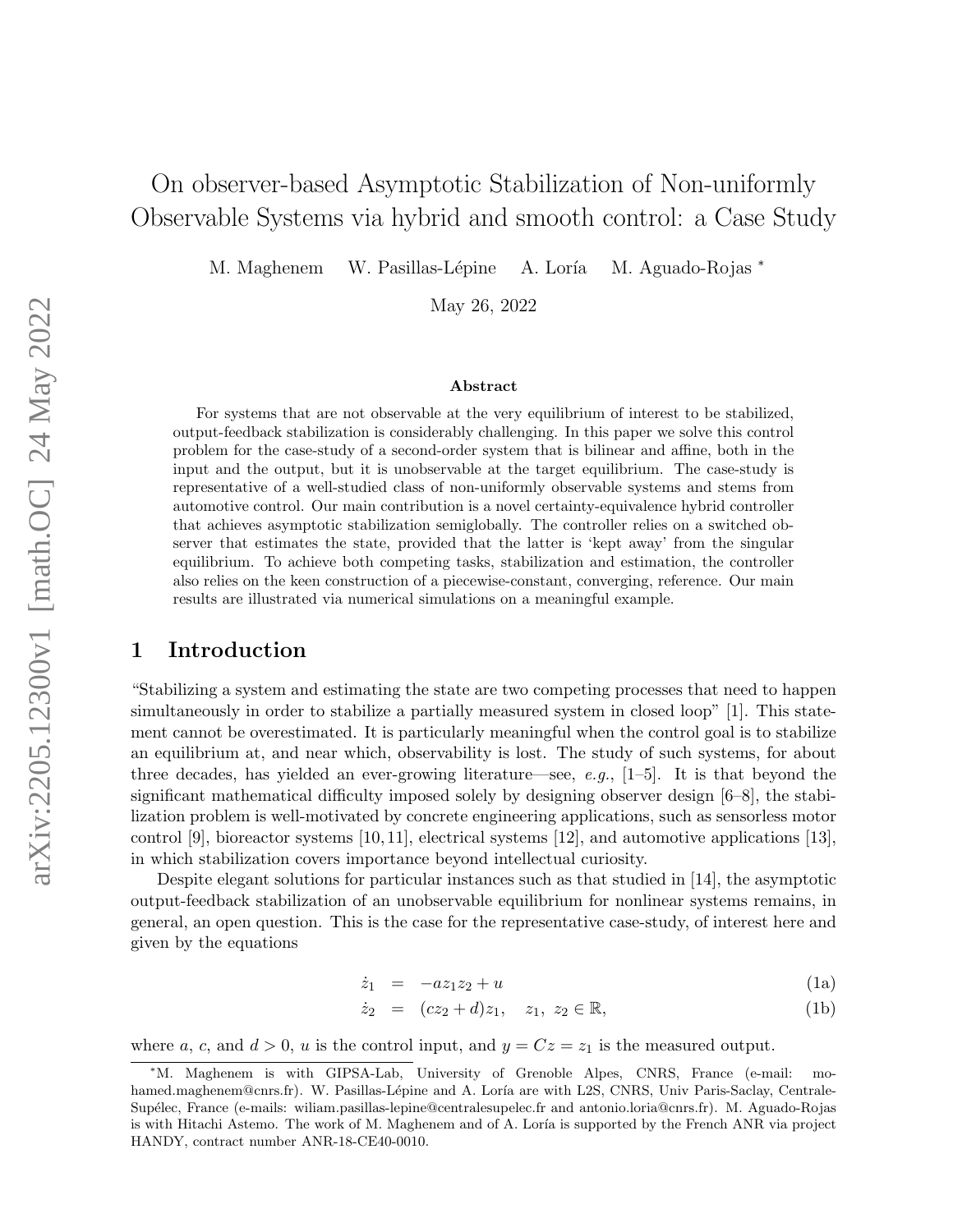# On observer-based Asymptotic Stabilization of Non-uniformly Observable Systems via hybrid and smooth control: a Case Study

M. Maghenem W. Pasillas-Lépine A. Loría M. Aguado-Rojas [*]

May 26, 2022

### Abstract

For systems that are not observable at the very equilibrium of interest to be stabilized, output-feedback stabilization is considerably challenging. In this paper we solve this control problem for the case-study of a second-order system that is bilinear and affine, both in the input and the output, but it is unobservable at the target equilibrium. The case-study is representative of a well-studied class of non-uniformly observable systems and stems from automotive control. Our main contribution is a novel certainty-equivalence hybrid controller that achieves asymptotic stabilization semiglobally. The controller relies on a switched observer that estimates the state, provided that the latter is 'kept away' from the singular equilibrium. To achieve both competing tasks, stabilization and estimation, the controller also relies on the keen construction of a piecewise-constant, converging, reference. Our main results are illustrated via numerical simulations on a meaningful example.

## 1 Introduction

"Stabilizing a system and estimating the state are two competing processes that need to happen simultaneously in order to stabilize a partially measured system in closed loop" [1]. This statement cannot be overestimated. It is particularly meaningful when the control goal is to stabilize an equilibrium at, and near which, observability is lost. The study of such systems, for about three decades, has yielded an ever-growing literature—see, *e.g.*, [1–5]. It is that beyond the significant mathematical difficulty imposed solely by designing observer design [6–8], the stabilization problem is well-motivated by concrete engineering applications, such as sensorless motor control [9], bioreactor systems [10, 11], electrical systems [12], and automotive applications [13], in which stabilization covers importance beyond intellectual curiosity.

Despite elegant solutions for particular instances such as that studied in [14], the asymptotic output-feedback stabilization of an unobservable equilibrium for nonlinear systems remains, in general, an open question. This is the case for the representative case-study, of interest here and given by the equations

$$\dot{z}_1 = -az_1z_2 + u \tag{1a}$$

$$\dot{z}_2 = (cz_2 + d)z_1, \quad z_1,\ z_2 \in \mathbb{R}, \tag{1b}$$

where $a$, $c$, and $d > 0$, $u$ is the control input, and $y = Cz = z_1$ is the measured output.

---

[*] M. Maghenem is with GIPSA-Lab, University of Grenoble Alpes, CNRS, France (e-mail: mohamed.maghenem@cnrs.fr). W. Pasillas-Lépine and A. Loría are with L2S, CNRS, Univ Paris-Saclay, CentraleSupélec, France (e-mails: wiliam.pasillas-lepine@centralesupelec.fr and antonio.loria@cnrs.fr). M. Aguado-Rojas is with Hitachi Astemo. The work of M. Maghenem and of A. Loría is supported by the French ANR via project HANDY, contract number ANR-18-CE40-0010.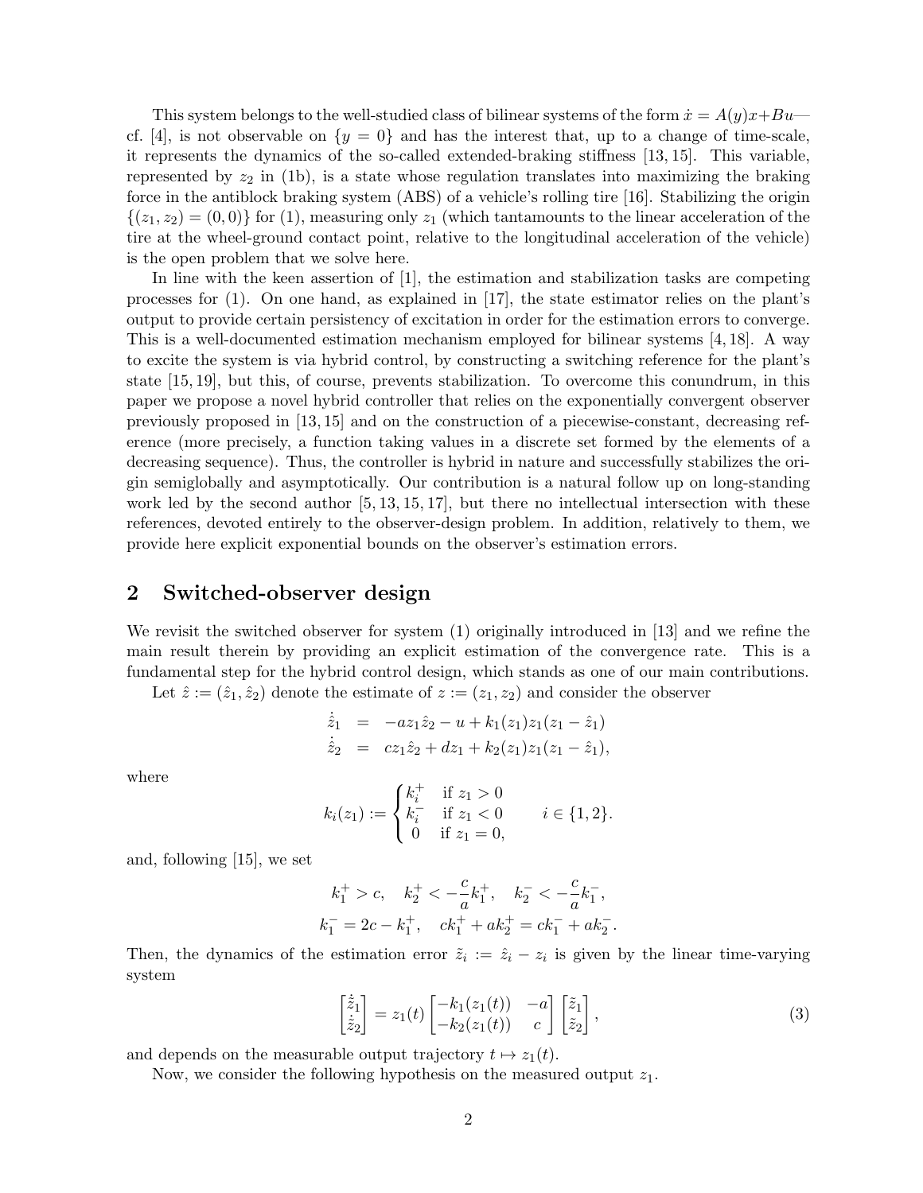This system belongs to the well-studied class of bilinear systems of the form $\dot{x} = A(y)x + Bu$—cf. [4], is not observable on $\{y = 0\}$ and has the interest that, up to a change of time-scale, it represents the dynamics of the so-called extended-braking stiffness [13, 15]. This variable, represented by $z_2$ in (1b), is a state whose regulation translates into maximizing the braking force in the antiblock braking system (ABS) of a vehicle's rolling tire [16]. Stabilizing the origin $\{(z_1, z_2) = (0, 0)\}$ for (1), measuring only $z_1$ (which tantamounts to the linear acceleration of the tire at the wheel-ground contact point, relative to the longitudinal acceleration of the vehicle) is the open problem that we solve here.

In line with the keen assertion of [1], the estimation and stabilization tasks are competing processes for (1). On one hand, as explained in [17], the state estimator relies on the plant's output to provide certain persistency of excitation in order for the estimation errors to converge. This is a well-documented estimation mechanism employed for bilinear systems [4, 18]. A way to excite the system is via hybrid control, by constructing a switching reference for the plant's state [15, 19], but this, of course, prevents stabilization. To overcome this conundrum, in this paper we propose a novel hybrid controller that relies on the exponentially convergent observer previously proposed in [13, 15] and on the construction of a piecewise-constant, decreasing reference (more precisely, a function taking values in a discrete set formed by the elements of a decreasing sequence). Thus, the controller is hybrid in nature and successfully stabilizes the origin semiglobally and asymptotically. Our contribution is a natural follow up on long-standing work led by the second author [5, 13, 15, 17], but there no intellectual intersection with these references, devoted entirely to the observer-design problem. In addition, relatively to them, we provide here explicit exponential bounds on the observer's estimation errors.

## 2 Switched-observer design

We revisit the switched observer for system (1) originally introduced in [13] and we refine the main result therein by providing an explicit estimation of the convergence rate. This is a fundamental step for the hybrid control design, which stands as one of our main contributions.

Let $\hat{z} := (\hat{z}_1, \hat{z}_2)$ denote the estimate of $z := (z_1, z_2)$ and consider the observer

$$
\begin{aligned}
\dot{\hat{z}}_1 &= -az_1\hat{z}_2 - u + k_1(z_1)z_1(z_1 - \hat{z}_1) \\
\dot{\hat{z}}_2 &= cz_1\hat{z}_2 + dz_1 + k_2(z_1)z_1(z_1 - \hat{z}_1),
\end{aligned}
$$

where

$$
k_i(z_1) := \begin{cases} k_i^+ & \text{if } z_1 > 0 \\ k_i^- & \text{if } z_1 < 0 \\ 0 & \text{if } z_1 = 0, \end{cases} \qquad i \in \{1, 2\}.
$$

and, following [15], we set

$$
\begin{gathered}
k_1^+ > c, \quad k_2^+ < -\frac{c}{a}k_1^+, \quad k_2^- < -\frac{c}{a}k_1^-, \\
k_1^- = 2c - k_1^+, \quad ck_1^+ + ak_2^+ = ck_1^- + ak_2^-.
\end{gathered}
$$

Then, the dynamics of the estimation error $\tilde{z}_i := \hat{z}_i - z_i$ is given by the linear time-varying system

$$
\begin{bmatrix} \dot{\tilde{z}}_1 \\ \dot{\tilde{z}}_2 \end{bmatrix} = z_1(t) \begin{bmatrix} -k_1(z_1(t)) & -a \\ -k_2(z_1(t)) & c \end{bmatrix} \begin{bmatrix} \tilde{z}_1 \\ \tilde{z}_2 \end{bmatrix}, \tag{3}
$$

and depends on the measurable output trajectory $t \mapsto z_1(t)$.

Now, we consider the following hypothesis on the measured output $z_1$.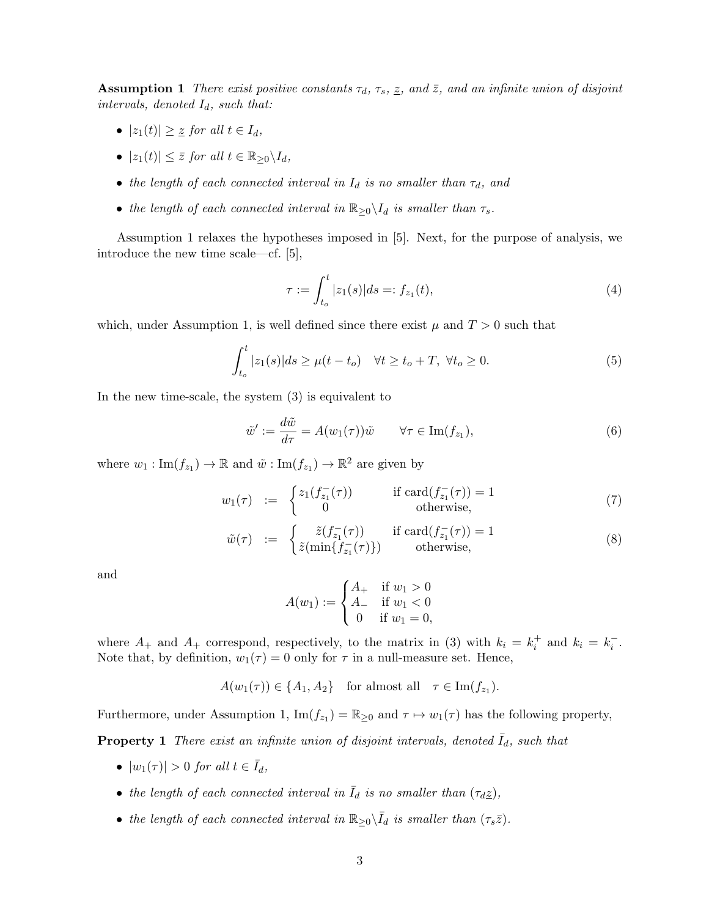**Assumption 1** *There exist positive constants $\tau_d$, $\tau_s$, $\underline{z}$, and $\bar{z}$, and an infinite union of disjoint intervals, denoted $I_d$, such that:*

- *$|z_1(t)| \geq \underline{z}$ for all $t \in I_d$,*
- *$|z_1(t)| \leq \bar{z}$ for all $t \in \mathbb{R}_{\geq 0} \backslash I_d$,*
- *the length of each connected interval in $I_d$ is no smaller than $\tau_d$, and*
- *the length of each connected interval in $\mathbb{R}_{\geq 0} \backslash I_d$ is smaller than $\tau_s$.*

Assumption 1 relaxes the hypotheses imposed in [5]. Next, for the purpose of analysis, we introduce the new time scale—cf. [5],

$$\tau := \int_{t_o}^{t} |z_1(s)| ds =: f_{z_1}(t), \tag{4}$$

which, under Assumption 1, is well defined since there exist $\mu$ and $T > 0$ such that

$$\int_{t_o}^{t} |z_1(s)| ds \geq \mu(t - t_o) \quad \forall t \geq t_o + T, \ \forall t_o \geq 0. \tag{5}$$

In the new time-scale, the system (3) is equivalent to

$$\tilde{w}' := \frac{d\tilde{w}}{d\tau} = A(w_1(\tau))\tilde{w} \qquad \forall \tau \in \mathrm{Im}(f_{z_1}), \tag{6}$$

where $w_1 : \mathrm{Im}(f_{z_1}) \to \mathbb{R}$ and $\tilde{w} : \mathrm{Im}(f_{z_1}) \to \mathbb{R}^2$ are given by

$$w_1(\tau) \ := \ \begin{cases} z_1(f_{z_1}^{-}(\tau)) & \text{if } \mathrm{card}(f_{z_1}^{-}(\tau)) = 1 \\ 0 & \text{otherwise,} \end{cases} \tag{7}$$

$$\tilde{w}(\tau) \ := \ \begin{cases} \tilde{z}(f_{z_1}^{-}(\tau)) & \text{if } \mathrm{card}(f_{z_1}^{-}(\tau)) = 1 \\ \tilde{z}(\min\{f_{z_1}^{-}(\tau)\}) & \text{otherwise,} \end{cases} \tag{8}$$

and

$$A(w_1) := \begin{cases} A_+ & \text{if } w_1 > 0 \\ A_- & \text{if } w_1 < 0 \\ 0 & \text{if } w_1 = 0, \end{cases}$$

where $A_+$ and $A_+$ correspond, respectively, to the matrix in (3) with $k_i = k_i^+$ and $k_i = k_i^-$. Note that, by definition, $w_1(\tau) = 0$ only for $\tau$ in a null-measure set. Hence,

$$A(w_1(\tau)) \in \{A_1, A_2\} \quad \text{for almost all} \quad \tau \in \mathrm{Im}(f_{z_1}).$$

Furthermore, under Assumption 1, $\mathrm{Im}(f_{z_1}) = \mathbb{R}_{\geq 0}$ and $\tau \mapsto w_1(\tau)$ has the following property,

**Property 1** *There exist an infinite union of disjoint intervals, denoted $\bar{I}_d$, such that*

- *$|w_1(\tau)| > 0$ for all $t \in \bar{I}_d$,*
- *the length of each connected interval in $\bar{I}_d$ is no smaller than $(\tau_d \underline{z})$,*
- *the length of each connected interval in $\mathbb{R}_{\geq 0} \backslash \bar{I}_d$ is smaller than $(\tau_s \bar{z})$.*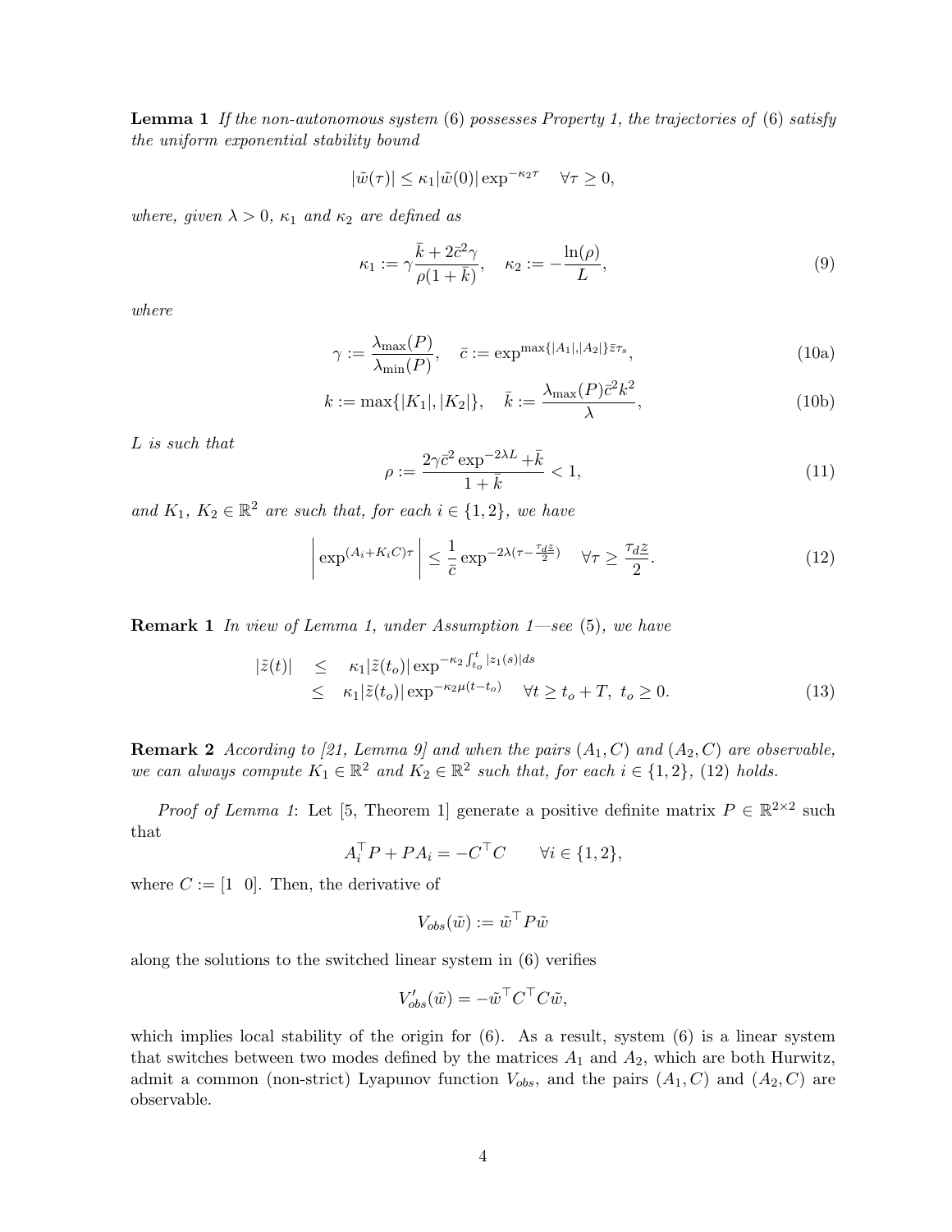**Lemma 1** *If the non-autonomous system* (6) *possesses Property 1, the trajectories of* (6) *satisfy the uniform exponential stability bound*

$$|\tilde{w}(\tau)| \leq \kappa_1 |\tilde{w}(0)| \exp^{-\kappa_2 \tau} \quad \forall \tau \geq 0,$$

*where, given* $\lambda > 0$, $\kappa_1$ *and* $\kappa_2$ *are defined as*

$$\kappa_1 := \gamma \frac{\bar{k} + 2\bar{c}^2\gamma}{\rho(1+\bar{k})}, \quad \kappa_2 := -\frac{\ln(\rho)}{L}, \tag{9}$$

*where*

$$\gamma := \frac{\lambda_{\max}(P)}{\lambda_{\min}(P)}, \quad \bar{c} := \exp^{\max\{|A_1|, |A_2|\}\bar{z}\tau_s}, \tag{10a}$$

$$k := \max\{|K_1|, |K_2|\}, \quad \bar{k} := \frac{\lambda_{\max}(P)\bar{c}^2 k^2}{\lambda}, \tag{10b}$$

*$L$ is such that*

$$\rho := \frac{2\gamma\bar{c}^2 \exp^{-2\lambda L} + \bar{k}}{1+\bar{k}} < 1, \tag{11}$$

*and $K_1$, $K_2 \in \mathbb{R}^2$ are such that, for each $i \in \{1,2\}$, we have*

$$\left| \exp^{(A_i + K_i C)\tau} \right| \leq \frac{1}{\bar{c}} \exp^{-2\lambda(\tau - \frac{\tau_d \underline{z}}{2})} \quad \forall \tau \geq \frac{\tau_d \underline{z}}{2}. \tag{12}$$

**Remark 1** *In view of Lemma 1, under Assumption 1—see* (5)*, we have*

$$\begin{aligned} |\tilde{z}(t)| &\leq \kappa_1 |\tilde{z}(t_o)| \exp^{-\kappa_2 \int_{t_o}^{t} |z_1(s)| ds} \\ &\leq \kappa_1 |\tilde{z}(t_o)| \exp^{-\kappa_2 \mu (t - t_o)} \quad \forall t \geq t_o + T,\ t_o \geq 0. \end{aligned} \tag{13}$$

**Remark 2** *According to [21, Lemma 9] and when the pairs $(A_1, C)$ and $(A_2, C)$ are observable, we can always compute $K_1 \in \mathbb{R}^2$ and $K_2 \in \mathbb{R}^2$ such that, for each $i \in \{1,2\}$,* (12) *holds.*

*Proof of Lemma 1*: Let [5, Theorem 1] generate a positive definite matrix $P \in \mathbb{R}^{2\times 2}$ such that

$$A_i^\top P + P A_i = -C^\top C \qquad \forall i \in \{1,2\},$$

where $C := [1 \;\; 0]$. Then, the derivative of

$$V_{obs}(\tilde{w}) := \tilde{w}^\top P \tilde{w}$$

along the solutions to the switched linear system in (6) verifies

$$V'_{obs}(\tilde{w}) = -\tilde{w}^\top C^\top C \tilde{w},$$

which implies local stability of the origin for (6). As a result, system (6) is a linear system that switches between two modes defined by the matrices $A_1$ and $A_2$, which are both Hurwitz, admit a common (non-strict) Lyapunov function $V_{obs}$, and the pairs $(A_1, C)$ and $(A_2, C)$ are observable.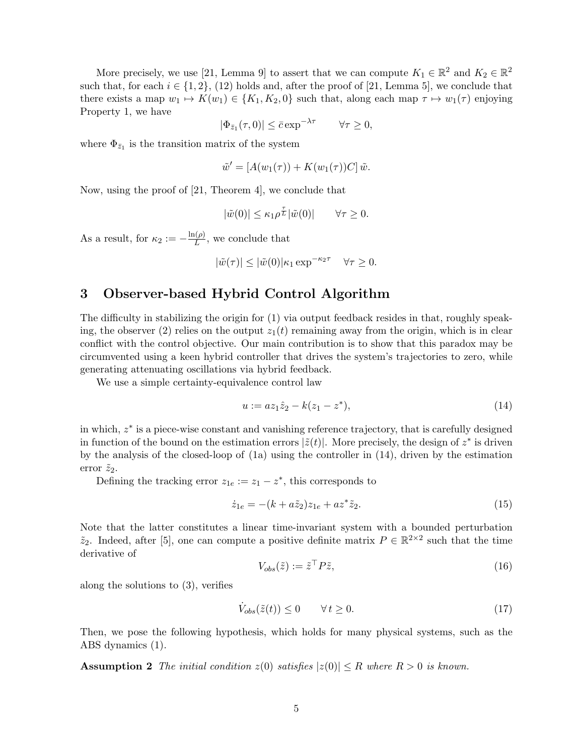More precisely, we use [21, Lemma 9] to assert that we can compute $K_1 \in \mathbb{R}^2$ and $K_2 \in \mathbb{R}^2$ such that, for each $i \in \{1,2\}$, (12) holds and, after the proof of [21, Lemma 5], we conclude that there exists a map $w_1 \mapsto K(w_1) \in \{K_1, K_2, 0\}$ such that, along each map $\tau \mapsto w_1(\tau)$ enjoying Property 1, we have

$$|\Phi_{\bar{z}_1}(\tau, 0)| \leq \bar{c} \exp^{-\lambda\tau} \qquad \forall \tau \geq 0,$$

where $\Phi_{\bar{z}_1}$ is the transition matrix of the system

$$\tilde{w}' = [A(w_1(\tau)) + K(w_1(\tau))C]\,\tilde{w}.$$

Now, using the proof of [21, Theorem 4], we conclude that

$$|\tilde{w}(0)| \leq \kappa_1 \rho^{\frac{\tau}{L}} |\tilde{w}(0)| \qquad \forall \tau \geq 0.$$

As a result, for $\kappa_2 := -\frac{\ln(\rho)}{L}$, we conclude that

$$|\tilde{w}(\tau)| \leq |\tilde{w}(0)| \kappa_1 \exp^{-\kappa_2 \tau} \quad \forall \tau \geq 0.$$

## 3 Observer-based Hybrid Control Algorithm

The difficulty in stabilizing the origin for (1) via output feedback resides in that, roughly speaking, the observer (2) relies on the output $z_1(t)$ remaining away from the origin, which is in clear conflict with the control objective. Our main contribution is to show that this paradox may be circumvented using a keen hybrid controller that drives the system's trajectories to zero, while generating attenuating oscillations via hybrid feedback.

We use a simple certainty-equivalence control law

$$u := a z_1 \hat{z}_2 - k(z_1 - z^*), \tag{14}$$

in which, $z^*$ is a piece-wise constant and vanishing reference trajectory, that is carefully designed in function of the bound on the estimation errors $|\tilde{z}(t)|$. More precisely, the design of $z^*$ is driven by the analysis of the closed-loop of (1a) using the controller in (14), driven by the estimation error $\tilde{z}_2$.

Defining the tracking error $z_{1e} := z_1 - z^*$, this corresponds to

$$\dot{z}_{1e} = -(k + a\tilde{z}_2) z_{1e} + a z^* \tilde{z}_2. \tag{15}$$

Note that the latter constitutes a linear time-invariant system with a bounded perturbation $\tilde{z}_2$. Indeed, after [5], one can compute a positive definite matrix $P \in \mathbb{R}^{2\times 2}$ such that the time derivative of

$$V_{obs}(\tilde{z}) := \tilde{z}^\top P \tilde{z}, \tag{16}$$

along the solutions to (3), verifies

$$\dot{V}_{obs}(\tilde{z}(t)) \leq 0 \qquad \forall\, t \geq 0. \tag{17}$$

Then, we pose the following hypothesis, which holds for many physical systems, such as the ABS dynamics (1).

**Assumption 2** *The initial condition $z(0)$ satisfies $|z(0)| \leq R$ where $R > 0$ is known.*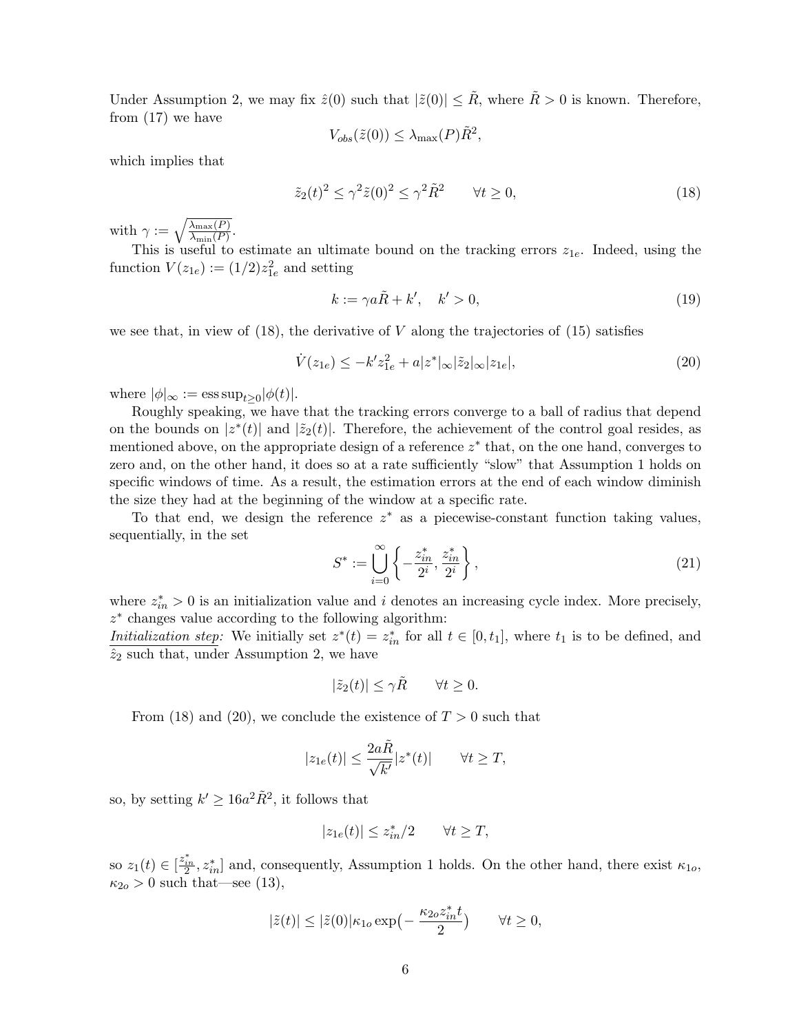Under Assumption 2, we may fix $\hat{z}(0)$ such that $|\tilde{z}(0)| \leq \tilde{R}$, where $\tilde{R} > 0$ is known. Therefore, from (17) we have

$$V_{obs}(\tilde{z}(0)) \leq \lambda_{\max}(P)\tilde{R}^2,$$

which implies that

$$\tilde{z}_2(t)^2 \leq \gamma^2 \tilde{z}(0)^2 \leq \gamma^2 \tilde{R}^2 \qquad \forall t \geq 0, \tag{18}$$

with $\gamma := \sqrt{\frac{\lambda_{\max}(P)}{\lambda_{\min}(P)}}$.

This is useful to estimate an ultimate bound on the tracking errors $z_{1e}$. Indeed, using the function $V(z_{1e}) := (1/2)z_{1e}^2$ and setting

$$k := \gamma a \tilde{R} + k', \quad k' > 0, \tag{19}$$

we see that, in view of (18), the derivative of $V$ along the trajectories of (15) satisfies

$$\dot{V}(z_{1e}) \leq -k' z_{1e}^2 + a|z^*|_\infty |\tilde{z}_2|_\infty |z_{1e}|, \tag{20}$$

where $|\phi|_\infty := \operatorname{ess\,sup}_{t \geq 0} |\phi(t)|$.

Roughly speaking, we have that the tracking errors converge to a ball of radius that depend on the bounds on $|z^*(t)|$ and $|\tilde{z}_2(t)|$. Therefore, the achievement of the control goal resides, as mentioned above, on the appropriate design of a reference $z^*$ that, on the one hand, converges to zero and, on the other hand, it does so at a rate sufficiently "slow" that Assumption 1 holds on specific windows of time. As a result, the estimation errors at the end of each window diminish the size they had at the beginning of the window at a specific rate.

To that end, we design the reference $z^*$ as a piecewise-constant function taking values, sequentially, in the set

$$S^* := \bigcup_{i=0}^{\infty} \left\{ -\frac{z_{in}^*}{2^i}, \frac{z_{in}^*}{2^i} \right\}, \tag{21}$$

where $z_{in}^* > 0$ is an initialization value and $i$ denotes an increasing cycle index. More precisely, $z^*$ changes value according to the following algorithm:

<u>Initialization step:</u> We initially set $z^*(t) = z_{in}^*$ for all $t \in [0, t_1]$, where $t_1$ is to be defined, and $\hat{z}_2$ such that, under Assumption 2, we have

$$|\tilde{z}_2(t)| \leq \gamma \tilde{R} \qquad \forall t \geq 0.$$

From (18) and (20), we conclude the existence of $T > 0$ such that

$$|z_{1e}(t)| \leq \frac{2a\tilde{R}}{\sqrt{k'}} |z^*(t)| \qquad \forall t \geq T,$$

so, by setting $k' \geq 16a^2\tilde{R}^2$, it follows that

$$|z_{1e}(t)| \leq z_{in}^*/2 \qquad \forall t \geq T,$$

so $z_1(t) \in [\frac{z_{in}^*}{2}, z_{in}^*]$ and, consequently, Assumption 1 holds. On the other hand, there exist $\kappa_{1o}$, $\kappa_{2o} > 0$ such that—see (13),

$$|\tilde{z}(t)| \leq |\tilde{z}(0)| \kappa_{1o} \exp\left(-\frac{\kappa_{2o} z_{in}^* t}{2}\right) \qquad \forall t \geq 0,$$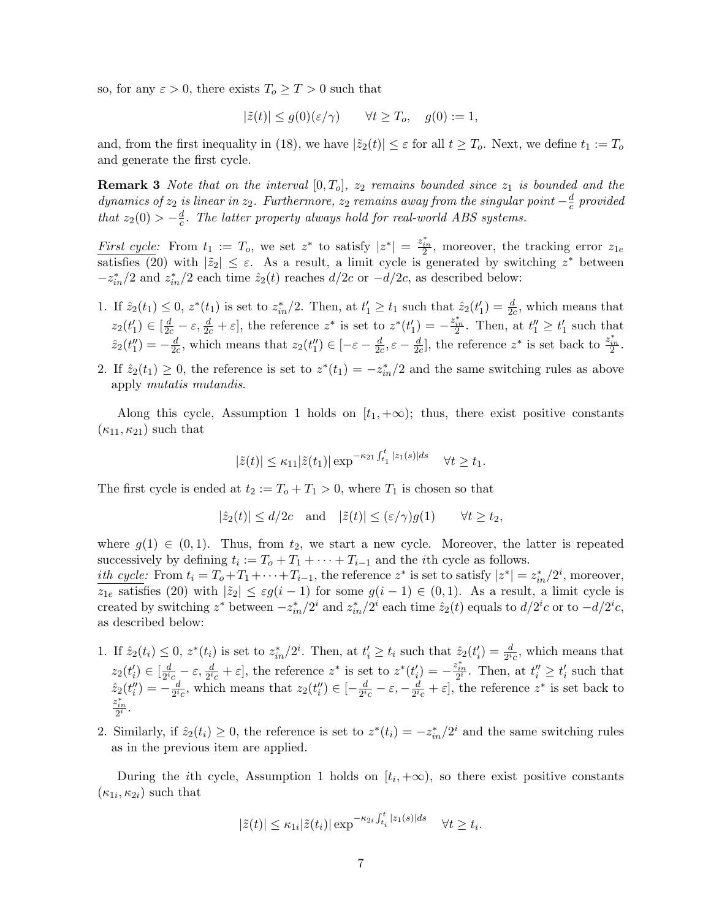so, for any $\varepsilon > 0$, there exists $T_o \geq T > 0$ such that

$$|\tilde{z}(t)| \leq g(0)(\varepsilon/\gamma) \qquad \forall t \geq T_o, \quad g(0) := 1,$$

and, from the first inequality in (18), we have $|\tilde{z}_2(t)| \leq \varepsilon$ for all $t \geq T_o$. Next, we define $t_1 := T_o$ and generate the first cycle.

**Remark 3** *Note that on the interval $[0, T_o]$, $z_2$ remains bounded since $z_1$ is bounded and the dynamics of $z_2$ is linear in $z_2$. Furthermore, $z_2$ remains away from the singular point $-\frac{d}{c}$ provided that $z_2(0) > -\frac{d}{c}$. The latter property always hold for real-world ABS systems.*

<u>*First cycle:*</u> From $t_1 := T_o$, we set $z^*$ to satisfy $|z^*| = \frac{z^*_{in}}{2}$, moreover, the tracking error $z_{1e}$ satisfies (20) with $|\tilde{z}_2| \leq \varepsilon$. As a result, a limit cycle is generated by switching $z^*$ between $-z^*_{in}/2$ and $z^*_{in}/2$ each time $\hat{z}_2(t)$ reaches $d/2c$ or $-d/2c$, as described below:

1. If $\hat{z}_2(t_1) \leq 0$, $z^*(t_1)$ is set to $z^*_{in}/2$. Then, at $t'_1 \geq t_1$ such that $\hat{z}_2(t'_1) = \frac{d}{2c}$, which means that $z_2(t'_1) \in [\frac{d}{2c} - \varepsilon, \frac{d}{2c} + \varepsilon]$, the reference $z^*$ is set to $z^*(t'_1) = -\frac{z^*_{in}}{2}$. Then, at $t''_1 \geq t'_1$ such that $\hat{z}_2(t''_1) = -\frac{d}{2c}$, which means that $z_2(t''_1) \in [-\varepsilon - \frac{d}{2c}, \varepsilon - \frac{d}{2c}]$, the reference $z^*$ is set back to $\frac{z^*_{in}}{2}$.
2. If $\hat{z}_2(t_1) \geq 0$, the reference is set to $z^*(t_1) = -z^*_{in}/2$ and the same switching rules as above apply *mutatis mutandis*.

Along this cycle, Assumption 1 holds on $[t_1, +\infty)$; thus, there exist positive constants $(\kappa_{11}, \kappa_{21})$ such that

$$|\tilde{z}(t)| \leq \kappa_{11}|\tilde{z}(t_1)| \exp^{-\kappa_{21}\int_{t_1}^{t}|z_1(s)|ds} \quad \forall t \geq t_1.$$

The first cycle is ended at $t_2 := T_o + T_1 > 0$, where $T_1$ is chosen so that

$$|\hat{z}_2(t)| \leq d/2c \quad \text{and} \quad |\tilde{z}(t)| \leq (\varepsilon/\gamma)g(1) \qquad \forall t \geq t_2,$$

where $g(1) \in (0, 1)$. Thus, from $t_2$, we start a new cycle. Moreover, the latter is repeated successively by defining $t_i := T_o + T_1 + \cdots + T_{i-1}$ and the $i$th cycle as follows.

<u>*ith cycle:*</u> From $t_i = T_o + T_1 + \cdots + T_{i-1}$, the reference $z^*$ is set to satisfy $|z^*| = z^*_{in}/2^i$, moreover, $z_{1e}$ satisfies (20) with $|\tilde{z}_2| \leq \varepsilon g(i-1)$ for some $g(i-1) \in (0, 1)$. As a result, a limit cycle is created by switching $z^*$ between $-z^*_{in}/2^i$ and $z^*_{in}/2^i$ each time $\hat{z}_2(t)$ equals to $d/2^i c$ or to $-d/2^i c$, as described below:

1. If $\hat{z}_2(t_i) \leq 0$, $z^*(t_i)$ is set to $z^*_{in}/2^i$. Then, at $t'_i \geq t_i$ such that $\hat{z}_2(t'_i) = \frac{d}{2^i c}$, which means that $z_2(t'_i) \in [\frac{d}{2^i c} - \varepsilon, \frac{d}{2^i c} + \varepsilon]$, the reference $z^*$ is set to $z^*(t'_i) = -\frac{z^*_{in}}{2^i}$. Then, at $t''_i \geq t'_i$ such that $\hat{z}_2(t''_i) = -\frac{d}{2^i c}$, which means that $z_2(t''_i) \in [-\frac{d}{2^i c} - \varepsilon, -\frac{d}{2^i c} + \varepsilon]$, the reference $z^*$ is set back to $\frac{z^*_{in}}{2^i}$.
2. Similarly, if $\hat{z}_2(t_i) \geq 0$, the reference is set to $z^*(t_i) = -z^*_{in}/2^i$ and the same switching rules as in the previous item are applied.

During the $i$th cycle, Assumption 1 holds on $[t_i, +\infty)$, so there exist positive constants $(\kappa_{1i}, \kappa_{2i})$ such that

$$|\tilde{z}(t)| \leq \kappa_{1i}|\tilde{z}(t_i)| \exp^{-\kappa_{2i}\int_{t_i}^{t}|z_1(s)|ds} \quad \forall t \geq t_i.$$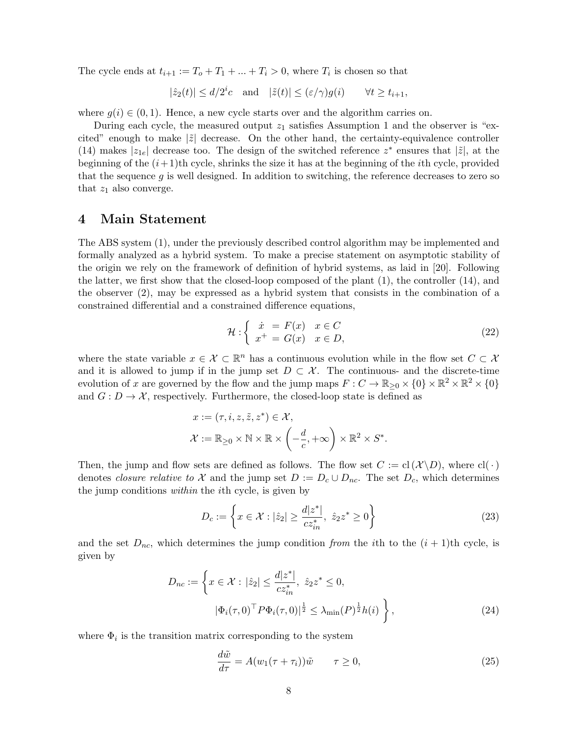The cycle ends at $t_{i+1} := T_o + T_1 + ... + T_i > 0$, where $T_i$ is chosen so that

$$|\hat{z}_2(t)| \leq d/2^i c \quad \text{and} \quad |\tilde{z}(t)| \leq (\varepsilon/\gamma) g(i) \qquad \forall t \geq t_{i+1},$$

where $g(i) \in (0,1)$. Hence, a new cycle starts over and the algorithm carries on.

During each cycle, the measured output $z_1$ satisfies Assumption 1 and the observer is "excited" enough to make $|\tilde{z}|$ decrease. On the other hand, the certainty-equivalence controller (14) makes $|z_{1e}|$ decrease too. The design of the switched reference $z^*$ ensures that $|\tilde{z}|$, at the beginning of the $(i+1)$th cycle, shrinks the size it has at the beginning of the $i$th cycle, provided that the sequence $g$ is well designed. In addition to switching, the reference decreases to zero so that $z_1$ also converge.

## 4 Main Statement

The ABS system (1), under the previously described control algorithm may be implemented and formally analyzed as a hybrid system. To make a precise statement on asymptotic stability of the origin we rely on the framework of definition of hybrid systems, as laid in [20]. Following the latter, we first show that the closed-loop composed of the plant (1), the controller (14), and the observer (2), may be expressed as a hybrid system that consists in the combination of a constrained differential and a constrained difference equations,

$$\mathcal{H} : \left\{ \begin{array}{rcll} \dot{x} & = & F(x) & x \in C \\ x^+ & = & G(x) & x \in D, \end{array} \right. \tag{22}$$

where the state variable $x \in \mathcal{X} \subset \mathbb{R}^n$ has a continuous evolution while in the flow set $C \subset \mathcal{X}$ and it is allowed to jump if in the jump set $D \subset \mathcal{X}$. The continuous- and the discrete-time evolution of $x$ are governed by the flow and the jump maps $F : C \to \mathbb{R}_{\geq 0} \times \{0\} \times \mathbb{R}^2 \times \mathbb{R}^2 \times \{0\}$ and $G : D \to \mathcal{X}$, respectively. Furthermore, the closed-loop state is defined as

$$\begin{aligned} & x := (\tau, i, z, \tilde{z}, z^*) \in \mathcal{X}, \\ & \mathcal{X} := \mathbb{R}_{\geq 0} \times \mathbb{N} \times \mathbb{R} \times \left(-\frac{d}{c}, +\infty\right) \times \mathbb{R}^2 \times S^*. \end{aligned}$$

Then, the jump and flow sets are defined as follows. The flow set $C := \mathrm{cl}(\mathcal{X} \backslash D)$, where $\mathrm{cl}(\,\cdot\,)$ denotes *closure relative to* $\mathcal{X}$ and the jump set $D := D_c \cup D_{nc}$. The set $D_c$, which determines the jump conditions *within* the $i$th cycle, is given by

$$D_c := \left\{ x \in \mathcal{X} : |\hat{z}_2| \geq \frac{d|z^*|}{c z^*_{in}},\ \hat{z}_2 z^* \geq 0 \right\} \tag{23}$$

and the set $D_{nc}$, which determines the jump condition *from* the $i$th to the $(i+1)$th cycle, is given by

$$\begin{aligned} D_{nc} := \Bigg\{ x \in \mathcal{X} : \ & |\hat{z}_2| \leq \frac{d|z^*|}{c z^*_{in}},\ \hat{z}_2 z^* \leq 0, \\ & |\Phi_i(\tau, 0)^\top P \Phi_i(\tau, 0)|^{\frac{1}{2}} \leq \lambda_{\min}(P)^{\frac{1}{2}} h(i) \Bigg\}, \end{aligned} \tag{24}$$

where $\Phi_i$ is the transition matrix corresponding to the system

$$\frac{d\tilde{w}}{d\tau} = A(w_1(\tau + \tau_i))\tilde{w} \qquad \tau \geq 0, \tag{25}$$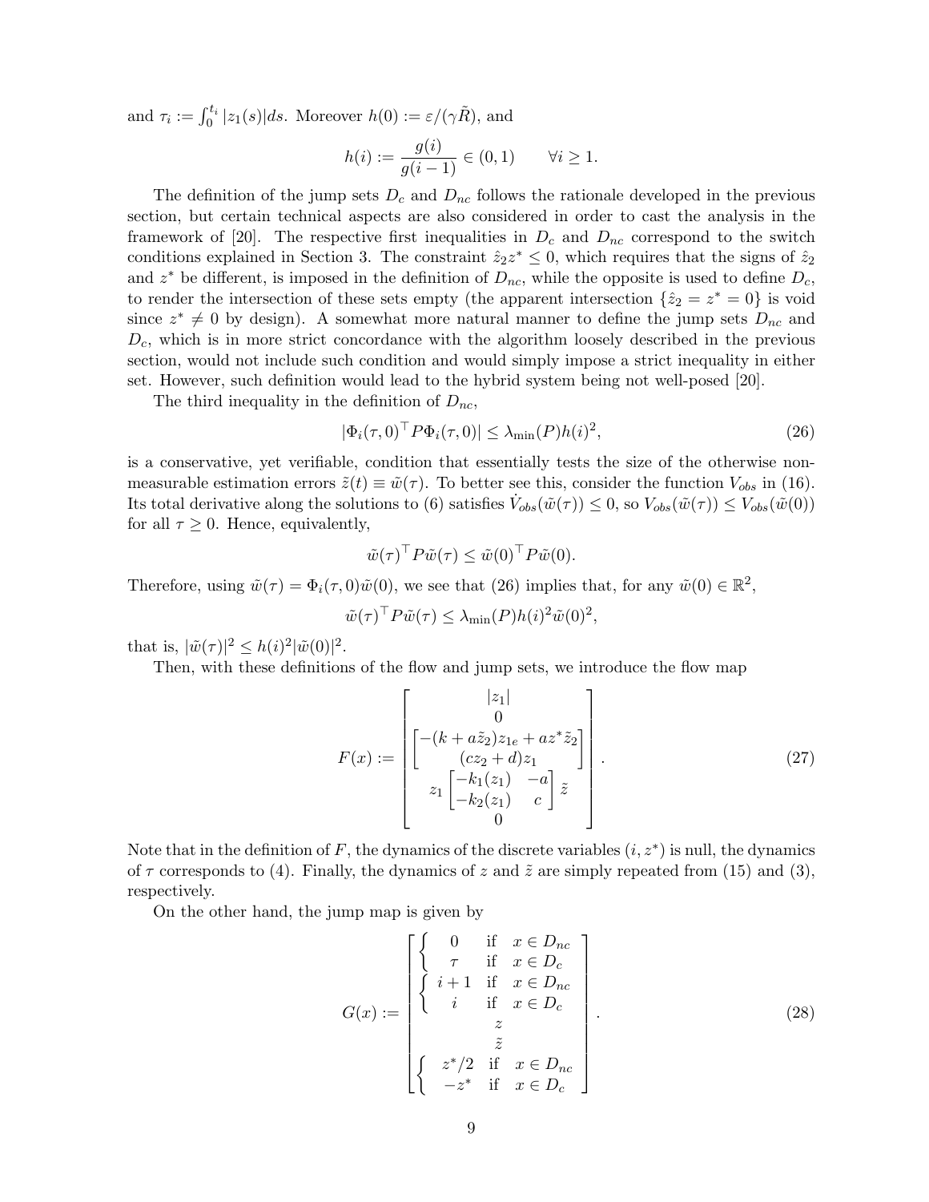and $\tau_i := \int_0^{t_i} |z_1(s)|ds$. Moreover $h(0) := \varepsilon/(\gamma \tilde{R})$, and

$$
h(i) := \frac{g(i)}{g(i-1)} \in (0,1) \qquad \forall i \geq 1.
$$

The definition of the jump sets $D_c$ and $D_{nc}$ follows the rationale developed in the previous section, but certain technical aspects are also considered in order to cast the analysis in the framework of [20]. The respective first inequalities in $D_c$ and $D_{nc}$ correspond to the switch conditions explained in Section 3. The constraint $\hat{z}_2 z^* \leq 0$, which requires that the signs of $\hat{z}_2$ and $z^*$ be different, is imposed in the definition of $D_{nc}$, while the opposite is used to define $D_c$, to render the intersection of these sets empty (the apparent intersection $\{\hat{z}_2 = z^* = 0\}$ is void since $z^* \neq 0$ by design). A somewhat more natural manner to define the jump sets $D_{nc}$ and $D_c$, which is in more strict concordance with the algorithm loosely described in the previous section, would not include such condition and would simply impose a strict inequality in either set. However, such definition would lead to the hybrid system being not well-posed [20].

The third inequality in the definition of $D_{nc}$,

$$
|\Phi_i(\tau, 0)^\top P \Phi_i(\tau, 0)| \leq \lambda_{\min}(P) h(i)^2, \tag{26}
$$

is a conservative, yet verifiable, condition that essentially tests the size of the otherwise non-measurable estimation errors $\tilde{z}(t) \equiv \tilde{w}(\tau)$. To better see this, consider the function $V_{obs}$ in (16). Its total derivative along the solutions to (6) satisfies $\dot{V}_{obs}(\tilde{w}(\tau)) \leq 0$, so $V_{obs}(\tilde{w}(\tau)) \leq V_{obs}(\tilde{w}(0))$ for all $\tau \geq 0$. Hence, equivalently,

$$
\tilde{w}(\tau)^\top P \tilde{w}(\tau) \leq \tilde{w}(0)^\top P \tilde{w}(0).
$$

Therefore, using $\tilde{w}(\tau) = \Phi_i(\tau, 0)\tilde{w}(0)$, we see that (26) implies that, for any $\tilde{w}(0) \in \mathbb{R}^2$,

$$
\tilde{w}(\tau)^\top P \tilde{w}(\tau) \leq \lambda_{\min}(P) h(i)^2 \tilde{w}(0)^2,
$$

that is, $|\tilde{w}(\tau)|^2 \leq h(i)^2 |\tilde{w}(0)|^2$.

Then, with these definitions of the flow and jump sets, we introduce the flow map

$$
F(x) := \begin{bmatrix} |z_1| \\ 0 \\ \begin{bmatrix} -(k + a\tilde{z}_2)z_{1e} + az^*\tilde{z}_2 \\ (cz_2 + d)z_1 \end{bmatrix} \\ z_1 \begin{bmatrix} -k_1(z_1) & -a \\ -k_2(z_1) & c \end{bmatrix} \tilde{z} \\ 0 \end{bmatrix}. \tag{27}
$$

Note that in the definition of $F$, the dynamics of the discrete variables $(i, z^*)$ is null, the dynamics of $\tau$ corresponds to (4). Finally, the dynamics of $z$ and $\tilde{z}$ are simply repeated from (15) and (3), respectively.

On the other hand, the jump map is given by

$$
G(x) := \begin{bmatrix} \begin{cases} 0 & \text{if } \; x \in D_{nc} \\ \tau & \text{if } \; x \in D_c \end{cases} \\ \begin{cases} i+1 & \text{if } \; x \in D_{nc} \\ i & \text{if } \; x \in D_c \end{cases} \\ z \\ \tilde{z} \\ \begin{cases} z^*/2 & \text{if } \; x \in D_{nc} \\ -z^* & \text{if } \; x \in D_c \end{cases} \end{bmatrix}. \tag{28}
$$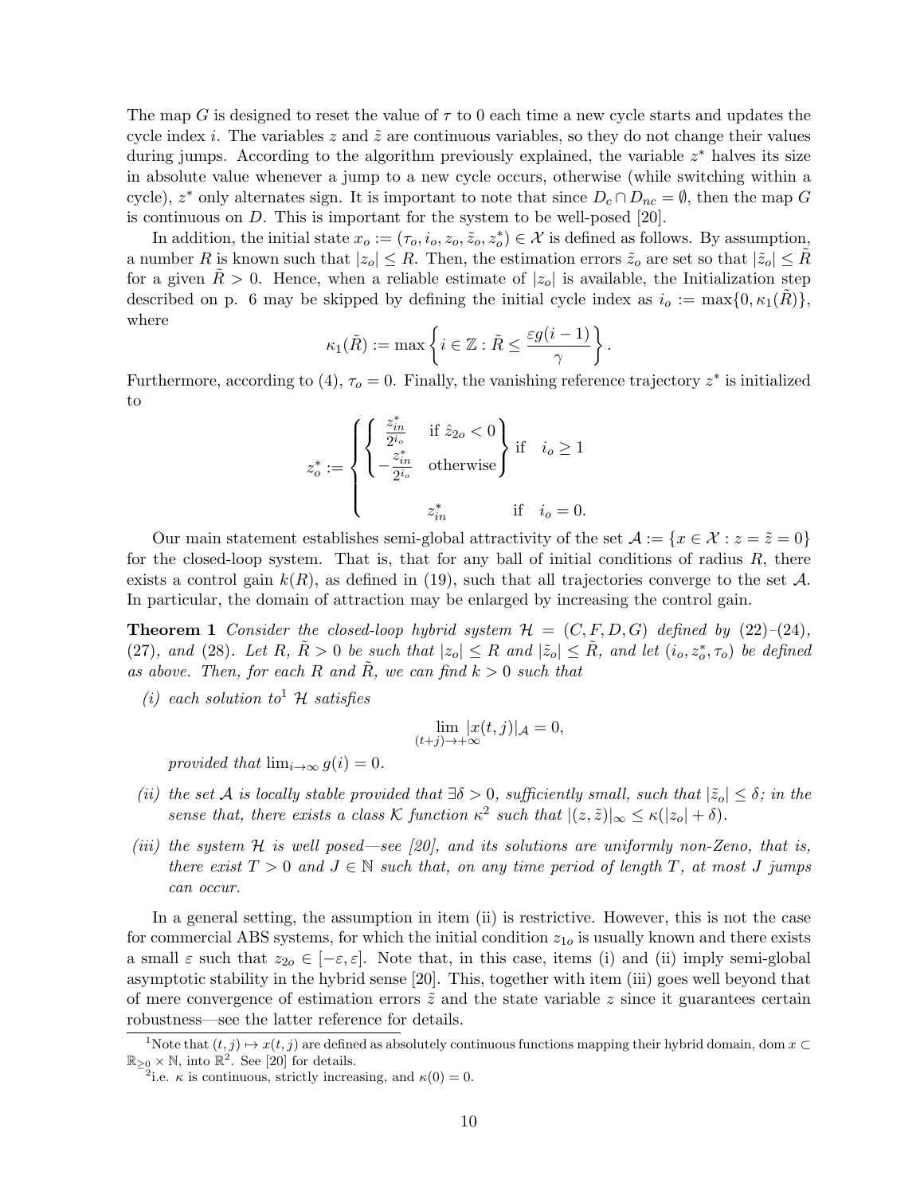The map $G$ is designed to reset the value of $\tau$ to 0 each time a new cycle starts and updates the cycle index $i$. The variables $z$ and $\tilde{z}$ are continuous variables, so they do not change their values during jumps. According to the algorithm previously explained, the variable $z^*$ halves its size in absolute value whenever a jump to a new cycle occurs, otherwise (while switching within a cycle), $z^*$ only alternates sign. It is important to note that since $D_c \cap D_{nc} = \emptyset$, then the map $G$ is continuous on $D$. This is important for the system to be well-posed [20].

In addition, the initial state $x_o := (\tau_o, i_o, z_o, \tilde{z}_o, z_o^*) \in \mathcal{X}$ is defined as follows. By assumption, a number $R$ is known such that $|z_o| \leq R$. Then, the estimation errors $\tilde{z}_o$ are set so that $|\tilde{z}_o| \leq \tilde{R}$ for a given $\tilde{R} > 0$. Hence, when a reliable estimate of $|z_o|$ is available, the Initialization step described on p. 6 may be skipped by defining the initial cycle index as $i_o := \max\{0, \kappa_1(\tilde{R})\}$, where

$$\kappa_1(\tilde{R}) := \max\left\{ i \in \mathbb{Z} : \tilde{R} \leq \frac{\varepsilon g(i-1)}{\gamma} \right\}.$$

Furthermore, according to (4), $\tau_o = 0$. Finally, the vanishing reference trajectory $z^*$ is initialized to

$$z_o^* := \begin{cases} \left\{ \begin{cases} \frac{z_{in}^*}{2^{i_o}} & \text{if } \hat{z}_{2o} < 0 \\ -\frac{z_{in}^*}{2^{i_o}} & \text{otherwise} \end{cases} \right\} & \text{if} \quad i_o \geq 1 \\ \\ \qquad z_{in}^* & \text{if} \quad i_o = 0. \end{cases}$$

Our main statement establishes semi-global attractivity of the set $\mathcal{A} := \{x \in \mathcal{X} : z = \tilde{z} = 0\}$ for the closed-loop system. That is, that for any ball of initial conditions of radius $R$, there exists a control gain $k(R)$, as defined in (19), such that all trajectories converge to the set $\mathcal{A}$. In particular, the domain of attraction may be enlarged by increasing the control gain.

**Theorem 1** *Consider the closed-loop hybrid system $\mathcal{H} = (C, F, D, G)$ defined by (22)–(24), (27), and (28). Let $R, \tilde{R} > 0$ be such that $|z_o| \leq R$ and $|\tilde{z}_o| \leq \tilde{R}$, and let $(i_o, z_o^*, \tau_o)$ be defined as above. Then, for each $R$ and $\tilde{R}$, we can find $k > 0$ such that*

*(i) each solution to[1] $\mathcal{H}$ satisfies*

$$\lim_{(t+j)\to+\infty} |x(t,j)|_{\mathcal{A}} = 0,$$

*provided that $\lim_{i\to\infty} g(i) = 0$.*

*(ii) the set $\mathcal{A}$ is locally stable provided that $\exists \delta > 0$, sufficiently small, such that $|\tilde{z}_o| \leq \delta$; in the sense that, there exists a class $\mathcal{K}$ function $\kappa$[2] such that $|(z, \tilde{z})|_\infty \leq \kappa(|z_o| + \delta)$.*

*(iii) the system $\mathcal{H}$ is well posed—see [20], and its solutions are uniformly non-Zeno, that is, there exist $T > 0$ and $J \in \mathbb{N}$ such that, on any time period of length $T$, at most $J$ jumps can occur.*

In a general setting, the assumption in item (ii) is restrictive. However, this is not the case for commercial ABS systems, for which the initial condition $z_{1o}$ is usually known and there exists a small $\varepsilon$ such that $z_{2o} \in [-\varepsilon, \varepsilon]$. Note that, in this case, items (i) and (ii) imply semi-global asymptotic stability in the hybrid sense [20]. This, together with item (iii) goes well beyond that of mere convergence of estimation errors $\tilde{z}$ and the state variable $z$ since it guarantees certain robustness—see the latter reference for details.

[1] Note that $(t, j) \mapsto x(t, j)$ are defined as absolutely continuous functions mapping their hybrid domain, $\operatorname{dom} x \subset \mathbb{R}_{\geq 0} \times \mathbb{N}$, into $\mathbb{R}^2$. See [20] for details.

[2] i.e. $\kappa$ is continuous, strictly increasing, and $\kappa(0) = 0$.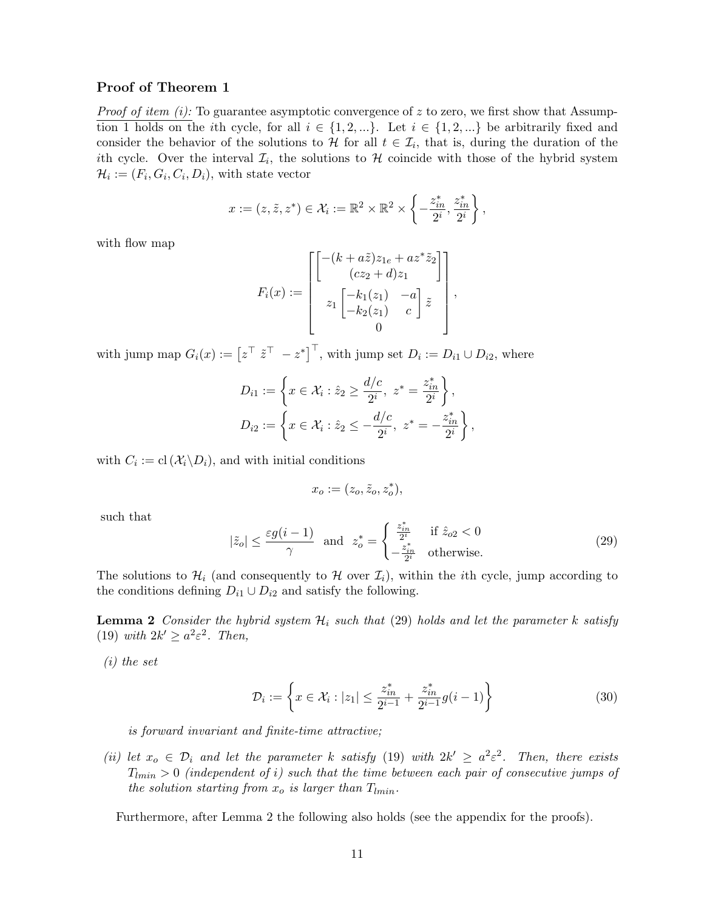### Proof of Theorem 1

*Proof of item (i):* To guarantee asymptotic convergence of $z$ to zero, we first show that Assumption 1 holds on the $i$th cycle, for all $i \in \{1, 2, ...\}$. Let $i \in \{1, 2, ...\}$ be arbitrarily fixed and consider the behavior of the solutions to $\mathcal{H}$ for all $t \in \mathcal{I}_i$, that is, during the duration of the $i$th cycle. Over the interval $\mathcal{I}_i$, the solutions to $\mathcal{H}$ coincide with those of the hybrid system $\mathcal{H}_i := (F_i, G_i, C_i, D_i)$, with state vector

$$x := (z, \tilde{z}, z^*) \in \mathcal{X}_i := \mathbb{R}^2 \times \mathbb{R}^2 \times \left\{ -\frac{z^*_{in}}{2^i}, \frac{z^*_{in}}{2^i} \right\},$$

with flow map

$$F_i(x) := \begin{bmatrix} \begin{bmatrix} -(k + a\tilde{z})z_{1e} + az^*\tilde{z}_2 \\ (cz_2 + d)z_1 \end{bmatrix} \\ z_1 \begin{bmatrix} -k_1(z_1) & -a \\ -k_2(z_1) & c \end{bmatrix} \tilde{z} \\ 0 \end{bmatrix},$$

with jump map $G_i(x) := \begin{bmatrix} z^\top & \tilde{z}^\top & -z^* \end{bmatrix}^\top$, with jump set $D_i := D_{i1} \cup D_{i2}$, where

$$D_{i1} := \left\{ x \in \mathcal{X}_i : \hat{z}_2 \geq \frac{d/c}{2^i},\ z^* = \frac{z^*_{in}}{2^i} \right\},$$

$$D_{i2} := \left\{ x \in \mathcal{X}_i : \hat{z}_2 \leq -\frac{d/c}{2^i},\ z^* = -\frac{z^*_{in}}{2^i} \right\},$$

with $C_i := \operatorname{cl}(\mathcal{X}_i \backslash D_i)$, and with initial conditions

$$x_o := (z_o, \tilde{z}_o, z^*_o),$$

such that

$$|\tilde{z}_o| \leq \frac{\varepsilon g(i-1)}{\gamma} \quad \text{and} \quad z^*_o = \begin{cases} \frac{z^*_{in}}{2^i} & \text{if } \hat{z}_{o2} < 0 \\ -\frac{z^*_{in}}{2^i} & \text{otherwise.} \end{cases} \tag{29}$$

The solutions to $\mathcal{H}_i$ (and consequently to $\mathcal{H}$ over $\mathcal{I}_i$), within the $i$th cycle, jump according to the conditions defining $D_{i1} \cup D_{i2}$ and satisfy the following.

**Lemma 2** *Consider the hybrid system $\mathcal{H}_i$ such that (29) holds and let the parameter $k$ satisfy (19) with $2k' \geq a^2\varepsilon^2$. Then,*

*(i) the set*

$$\mathcal{D}_i := \left\{ x \in \mathcal{X}_i : |z_1| \leq \frac{z^*_{in}}{2^{i-1}} + \frac{z^*_{in}}{2^{i-1}} g(i-1) \right\} \tag{30}$$

*is forward invariant and finite-time attractive;*

*(ii) let $x_o \in \mathcal{D}_i$ and let the parameter $k$ satisfy (19) with $2k' \geq a^2\varepsilon^2$. Then, there exists $T_{lmin} > 0$ (independent of $i$) such that the time between each pair of consecutive jumps of the solution starting from $x_o$ is larger than $T_{lmin}$.*

Furthermore, after Lemma 2 the following also holds (see the appendix for the proofs).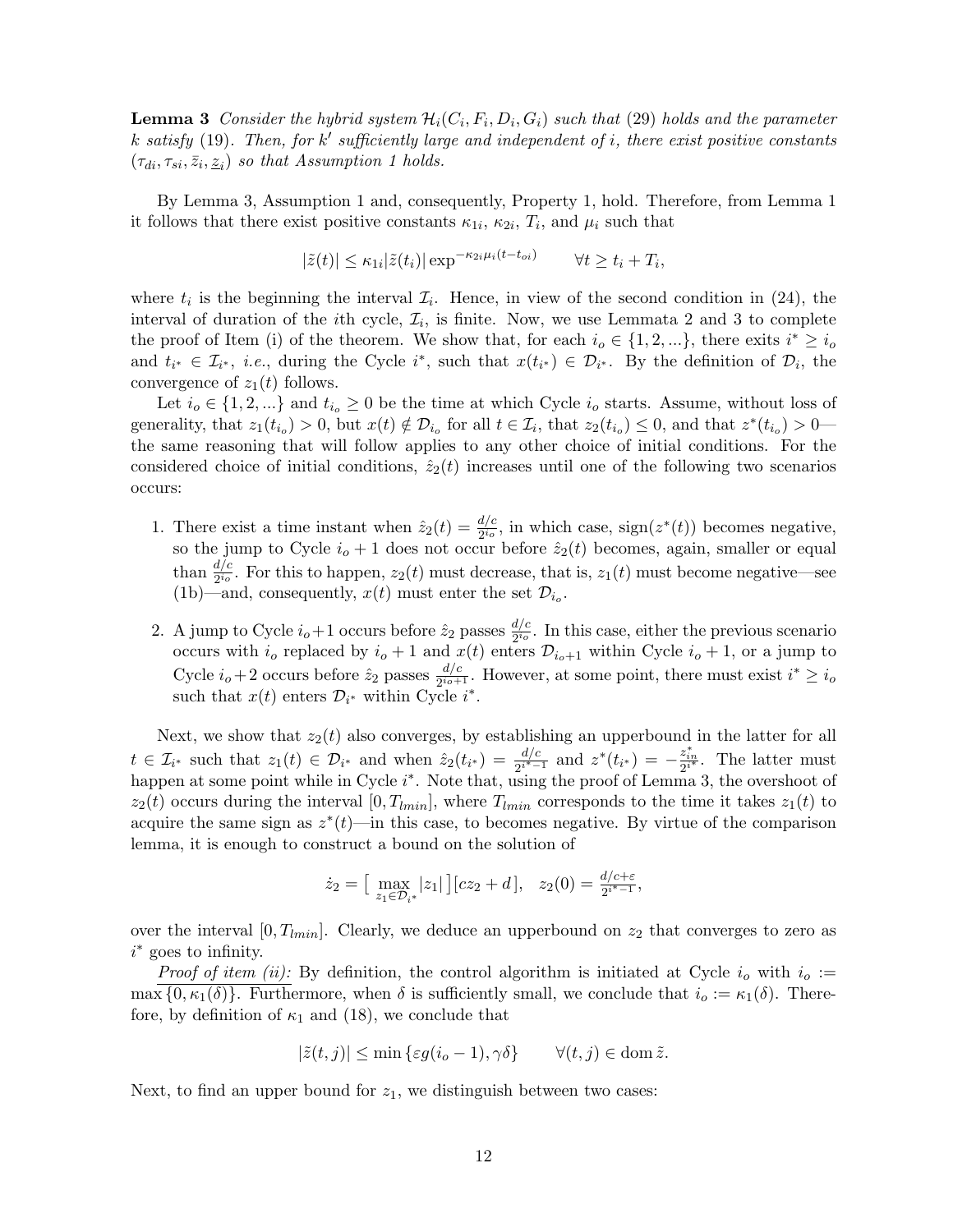**Lemma 3** *Consider the hybrid system $\mathcal{H}_i(C_i, F_i, D_i, G_i)$ such that (29) holds and the parameter $k$ satisfy (19). Then, for $k'$ sufficiently large and independent of $i$, there exist positive constants $(\tau_{di}, \tau_{si}, \bar{z}_i, \underline{z}_i)$ so that Assumption 1 holds.*

By Lemma 3, Assumption 1 and, consequently, Property 1, hold. Therefore, from Lemma 1 it follows that there exist positive constants $\kappa_{1i}$, $\kappa_{2i}$, $T_i$, and $\mu_i$ such that

$$|\tilde{z}(t)| \leq \kappa_{1i} |\tilde{z}(t_i)| \exp^{-\kappa_{2i}\mu_i(t-t_{oi})} \qquad \forall t \geq t_i + T_i,$$

where $t_i$ is the beginning the interval $\mathcal{I}_i$. Hence, in view of the second condition in (24), the interval of duration of the $i$th cycle, $\mathcal{I}_i$, is finite. Now, we use Lemmata 2 and 3 to complete the proof of Item (i) of the theorem. We show that, for each $i_o \in \{1, 2, ...\}$, there exits $i^* \geq i_o$ and $t_{i^*} \in \mathcal{I}_{i^*}$, *i.e.*, during the Cycle $i^*$, such that $x(t_{i^*}) \in \mathcal{D}_{i^*}$. By the definition of $\mathcal{D}_i$, the convergence of $z_1(t)$ follows.

Let $i_o \in \{1, 2, ...\}$ and $t_{i_o} \geq 0$ be the time at which Cycle $i_o$ starts. Assume, without loss of generality, that $z_1(t_{i_o}) > 0$, but $x(t) \notin \mathcal{D}_{i_o}$ for all $t \in \mathcal{I}_i$, that $z_2(t_{i_o}) \leq 0$, and that $z^*(t_{i_o}) > 0$—the same reasoning that will follow applies to any other choice of initial conditions. For the considered choice of initial conditions, $\hat{z}_2(t)$ increases until one of the following two scenarios occurs:

1. There exist a time instant when $\hat{z}_2(t) = \frac{d/c}{2^{i_o}}$, in which case, $\text{sign}(z^*(t))$ becomes negative, so the jump to Cycle $i_o + 1$ does not occur before $\hat{z}_2(t)$ becomes, again, smaller or equal than $\frac{d/c}{2^{i_o}}$. For this to happen, $z_2(t)$ must decrease, that is, $z_1(t)$ must become negative—see (1b)—and, consequently, $x(t)$ must enter the set $\mathcal{D}_{i_o}$.
2. A jump to Cycle $i_o+1$ occurs before $\hat{z}_2$ passes $\frac{d/c}{2^{i_o}}$. In this case, either the previous scenario occurs with $i_o$ replaced by $i_o + 1$ and $x(t)$ enters $\mathcal{D}_{i_o+1}$ within Cycle $i_o + 1$, or a jump to Cycle $i_o+2$ occurs before $\hat{z}_2$ passes $\frac{d/c}{2^{i_o+1}}$. However, at some point, there must exist $i^* \geq i_o$ such that $x(t)$ enters $\mathcal{D}_{i^*}$ within Cycle $i^*$.

Next, we show that $z_2(t)$ also converges, by establishing an upperbound in the latter for all $t \in \mathcal{I}_{i^*}$ such that $z_1(t) \in \mathcal{D}_{i^*}$ and when $\hat{z}_2(t_{i^*}) = \frac{d/c}{2^{i^*-1}}$ and $z^*(t_{i^*}) = -\frac{z^*_{in}}{2^{i^*}}$. The latter must happen at some point while in Cycle $i^*$. Note that, using the proof of Lemma 3, the overshoot of $z_2(t)$ occurs during the interval $[0, T_{lmin}]$, where $T_{lmin}$ corresponds to the time it takes $z_1(t)$ to acquire the same sign as $z^*(t)$—in this case, to becomes negative. By virtue of the comparison lemma, it is enough to construct a bound on the solution of

$$\dot{z}_2 = \big[ \max_{z_1 \in \mathcal{D}_{i^*}} |z_1| \big] [cz_2 + d], \quad z_2(0) = \tfrac{d/c+\varepsilon}{2^{i^*-1}},$$

over the interval $[0, T_{lmin}]$. Clearly, we deduce an upperbound on $z_2$ that converges to zero as $i^*$ goes to infinity.

*Proof of item (ii):* By definition, the control algorithm is initiated at Cycle $i_o$ with $i_o := \max\{0, \kappa_1(\delta)\}$. Furthermore, when $\delta$ is sufficiently small, we conclude that $i_o := \kappa_1(\delta)$. Therefore, by definition of $\kappa_1$ and (18), we conclude that

$$|\tilde{z}(t,j)| \leq \min\{\varepsilon g(i_o - 1), \gamma\delta\} \qquad \forall (t,j) \in \text{dom}\, \tilde{z}.$$

Next, to find an upper bound for $z_1$, we distinguish between two cases: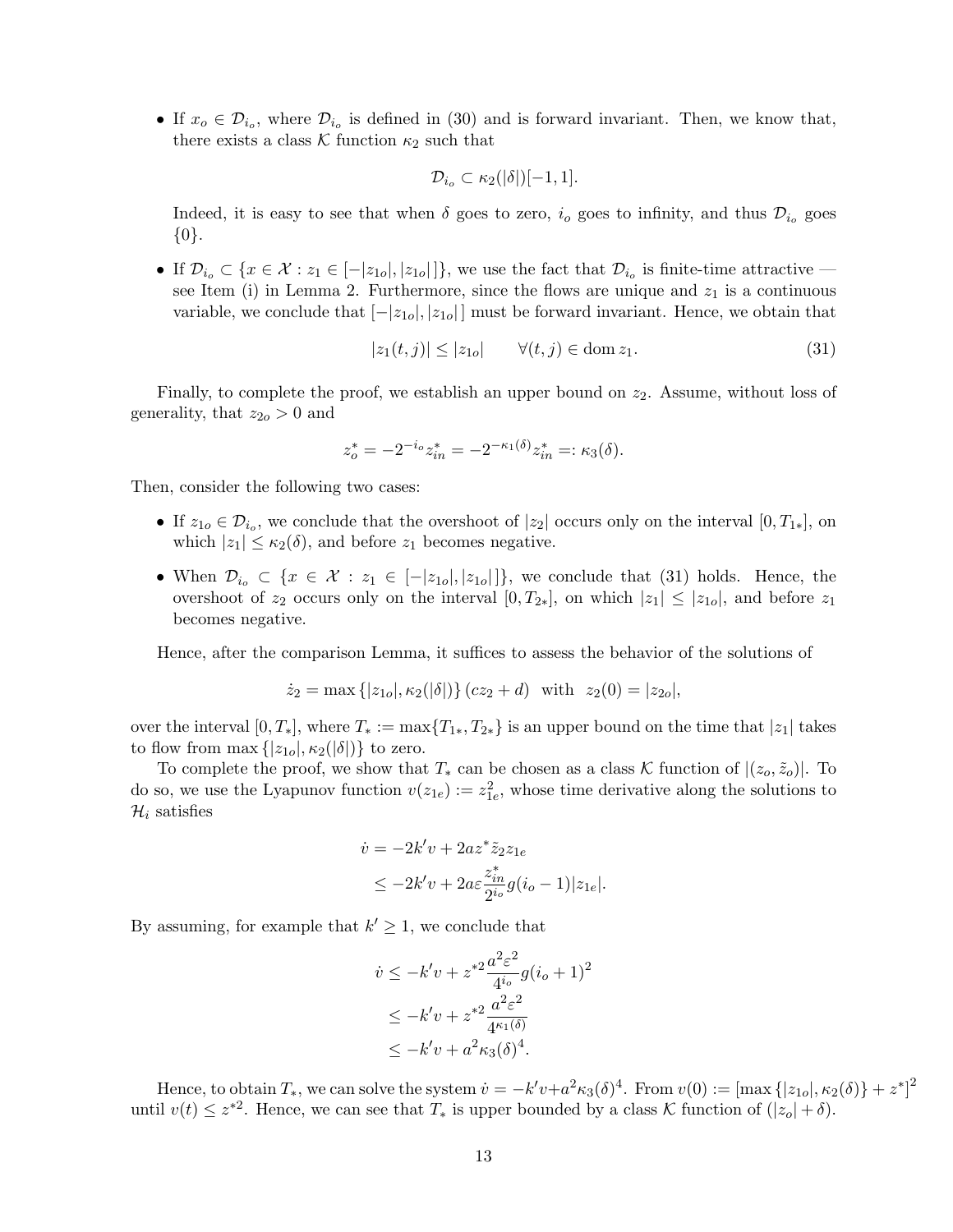- If $x_o \in \mathcal{D}_{i_o}$, where $\mathcal{D}_{i_o}$ is defined in (30) and is forward invariant. Then, we know that, there exists a class $\mathcal{K}$ function $\kappa_2$ such that

$$\mathcal{D}_{i_o} \subset \kappa_2(|\delta|)[-1, 1].$$

Indeed, it is easy to see that when $\delta$ goes to zero, $i_o$ goes to infinity, and thus $\mathcal{D}_{i_o}$ goes $\{0\}$.

- If $\mathcal{D}_{i_o} \subset \{x \in \mathcal{X} : z_1 \in [-|z_{1o}|, |z_{1o}|]\}$, we use the fact that $\mathcal{D}_{i_o}$ is finite-time attractive — see Item (i) in Lemma 2. Furthermore, since the flows are unique and $z_1$ is a continuous variable, we conclude that $[-|z_{1o}|, |z_{1o}|]$ must be forward invariant. Hence, we obtain that

$$|z_1(t, j)| \leq |z_{1o}| \qquad \forall (t, j) \in \operatorname{dom} z_1. \tag{31}$$

Finally, to complete the proof, we establish an upper bound on $z_2$. Assume, without loss of generality, that $z_{2o} > 0$ and

$$z_o^* = -2^{-i_o} z_{in}^* = -2^{-\kappa_1(\delta)} z_{in}^* =: \kappa_3(\delta).$$

Then, consider the following two cases:

- If $z_{1o} \in \mathcal{D}_{i_o}$, we conclude that the overshoot of $|z_2|$ occurs only on the interval $[0, T_{1*}]$, on which $|z_1| \leq \kappa_2(\delta)$, and before $z_1$ becomes negative.
- When $\mathcal{D}_{i_o} \subset \{x \in \mathcal{X} : z_1 \in [-|z_{1o}|, |z_{1o}|]\}$, we conclude that (31) holds. Hence, the overshoot of $z_2$ occurs only on the interval $[0, T_{2*}]$, on which $|z_1| \leq |z_{1o}|$, and before $z_1$ becomes negative.

Hence, after the comparison Lemma, it suffices to assess the behavior of the solutions of

$$\dot{z}_2 = \max\{|z_{1o}|, \kappa_2(|\delta|)\}(cz_2 + d) \;\; \text{with} \;\; z_2(0) = |z_{2o}|,$$

over the interval $[0, T_*]$, where $T_* := \max\{T_{1*}, T_{2*}\}$ is an upper bound on the time that $|z_1|$ takes to flow from $\max\{|z_{1o}|, \kappa_2(|\delta|)\}$ to zero.

To complete the proof, we show that $T_*$ can be chosen as a class $\mathcal{K}$ function of $|(z_o, \tilde{z}_o)|$. To do so, we use the Lyapunov function $v(z_{1e}) := z_{1e}^2$, whose time derivative along the solutions to $\mathcal{H}_i$ satisfies

$$\begin{aligned}
\dot{v} &= -2k'v + 2az^*\tilde{z}_2 z_{1e} \\
&\leq -2k'v + 2a\varepsilon \frac{z_{in}^*}{2^{i_o}} g(i_o - 1)|z_{1e}|.
\end{aligned}$$

By assuming, for example that $k' \geq 1$, we conclude that

$$\begin{aligned}
\dot{v} &\leq -k'v + z^{*2} \frac{a^2\varepsilon^2}{4^{i_o}} g(i_o + 1)^2 \\
&\leq -k'v + z^{*2} \frac{a^2\varepsilon^2}{4^{\kappa_1(\delta)}} \\
&\leq -k'v + a^2 \kappa_3(\delta)^4.
\end{aligned}$$

Hence, to obtain $T_*$, we can solve the system $\dot{v} = -k'v + a^2\kappa_3(\delta)^4$. From $v(0) := [\max\{|z_{1o}|, \kappa_2(\delta)\} + z^*]^2$ until $v(t) \leq z^{*2}$. Hence, we can see that $T_*$ is upper bounded by a class $\mathcal{K}$ function of $(|z_o| + \delta)$.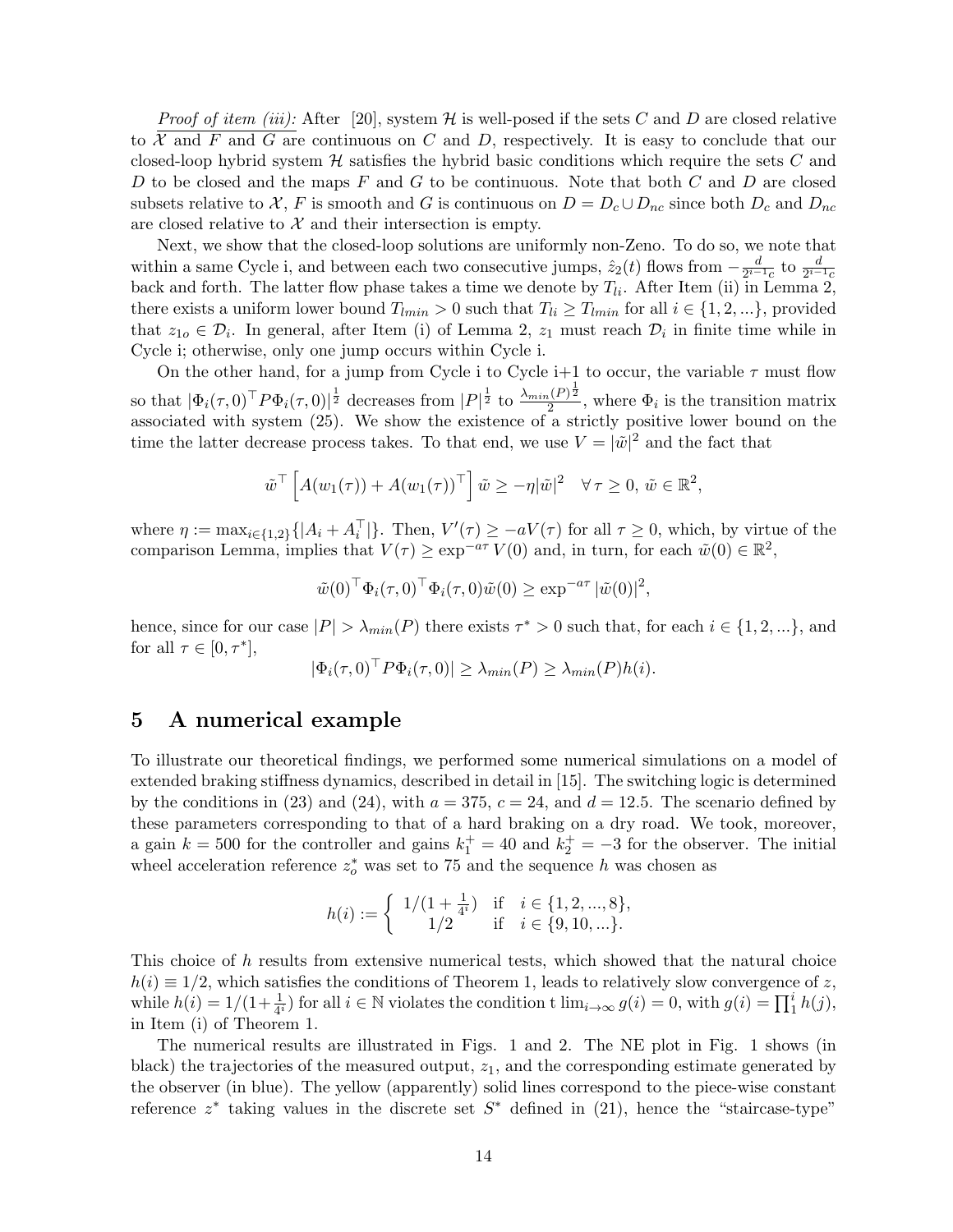*Proof of item (iii):* After [20], system $\mathcal{H}$ is well-posed if the sets $C$ and $D$ are closed relative to $\mathcal{X}$ and $F$ and $G$ are continuous on $C$ and $D$, respectively. It is easy to conclude that our closed-loop hybrid system $\mathcal{H}$ satisfies the hybrid basic conditions which require the sets $C$ and $D$ to be closed and the maps $F$ and $G$ to be continuous. Note that both $C$ and $D$ are closed subsets relative to $\mathcal{X}$, $F$ is smooth and $G$ is continuous on $D = D_c \cup D_{nc}$ since both $D_c$ and $D_{nc}$ are closed relative to $\mathcal{X}$ and their intersection is empty.

Next, we show that the closed-loop solutions are uniformly non-Zeno. To do so, we note that within a same Cycle i, and between each two consecutive jumps, $\hat{z}_2(t)$ flows from $-\frac{d}{2^{i-1}c}$ to $\frac{d}{2^{i-1}c}$ back and forth. The latter flow phase takes a time we denote by $T_{li}$. After Item (ii) in Lemma 2, there exists a uniform lower bound $T_{lmin} > 0$ such that $T_{li} \geq T_{lmin}$ for all $i \in \{1, 2, ...\}$, provided that $z_{1o} \in \mathcal{D}_i$. In general, after Item (i) of Lemma 2, $z_1$ must reach $\mathcal{D}_i$ in finite time while in Cycle i; otherwise, only one jump occurs within Cycle i.

On the other hand, for a jump from Cycle i to Cycle i+1 to occur, the variable $\tau$ must flow so that $|\Phi_i(\tau, 0)^\top P \Phi_i(\tau, 0)|^{\frac{1}{2}}$ decreases from $|P|^{\frac{1}{2}}$ to $\frac{\lambda_{min}(P)^{\frac{1}{2}}}{2}$, where $\Phi_i$ is the transition matrix associated with system (25). We show the existence of a strictly positive lower bound on the time the latter decrease process takes. To that end, we use $V = |\tilde{w}|^2$ and the fact that

$$\tilde{w}^\top \left[ A(w_1(\tau)) + A(w_1(\tau))^\top \right] \tilde{w} \geq -\eta |\tilde{w}|^2 \quad \forall\, \tau \geq 0,\ \tilde{w} \in \mathbb{R}^2,$$

where $\eta := \max_{i \in \{1,2\}} \{|A_i + A_i^\top|\}$. Then, $V'(\tau) \geq -aV(\tau)$ for all $\tau \geq 0$, which, by virtue of the comparison Lemma, implies that $V(\tau) \geq \exp^{-a\tau} V(0)$ and, in turn, for each $\tilde{w}(0) \in \mathbb{R}^2$,

$$\tilde{w}(0)^\top \Phi_i(\tau, 0)^\top \Phi_i(\tau, 0) \tilde{w}(0) \geq \exp^{-a\tau} |\tilde{w}(0)|^2,$$

hence, since for our case $|P| > \lambda_{min}(P)$ there exists $\tau^* > 0$ such that, for each $i \in \{1, 2, ...\}$, and for all $\tau \in [0, \tau^*]$,

$$|\Phi_i(\tau, 0)^\top P \Phi_i(\tau, 0)| \geq \lambda_{min}(P) \geq \lambda_{min}(P) h(i).$$

## 5 A numerical example

To illustrate our theoretical findings, we performed some numerical simulations on a model of extended braking stiffness dynamics, described in detail in [15]. The switching logic is determined by the conditions in (23) and (24), with $a = 375$, $c = 24$, and $d = 12.5$. The scenario defined by these parameters corresponding to that of a hard braking on a dry road. We took, moreover, a gain $k = 500$ for the controller and gains $k_1^+ = 40$ and $k_2^+ = -3$ for the observer. The initial wheel acceleration reference $z_o^*$ was set to 75 and the sequence $h$ was chosen as

$$h(i) := \begin{cases} 1/(1 + \frac{1}{4^i}) & \text{if} \quad i \in \{1, 2, ..., 8\}, \\ 1/2 & \text{if} \quad i \in \{9, 10, ...\}. \end{cases}$$

This choice of $h$ results from extensive numerical tests, which showed that the natural choice $h(i) \equiv 1/2$, which satisfies the conditions of Theorem 1, leads to relatively slow convergence of $z$, while $h(i) = 1/(1+\frac{1}{4^i})$ for all $i \in \mathbb{N}$ violates the condition t $\lim_{i \to \infty} g(i) = 0$, with $g(i) = \prod_1^i h(j)$, in Item (i) of Theorem 1.

The numerical results are illustrated in Figs. 1 and 2. The NE plot in Fig. 1 shows (in black) the trajectories of the measured output, $z_1$, and the corresponding estimate generated by the observer (in blue). The yellow (apparently) solid lines correspond to the piece-wise constant reference $z^*$ taking values in the discrete set $S^*$ defined in (21), hence the "staircase-type"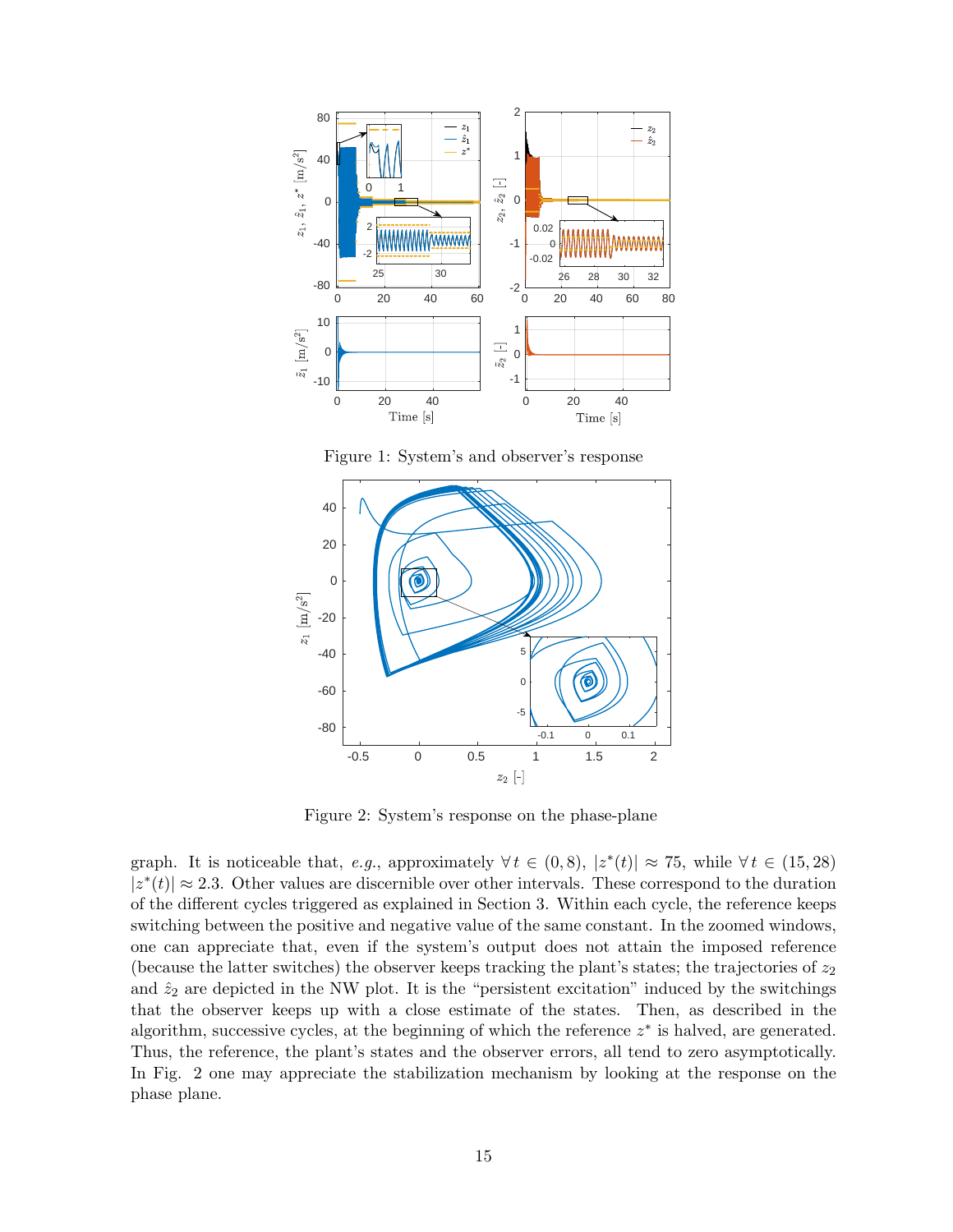Figure 1: System's and observer's response

Figure 2: System's response on the phase-plane

graph. It is noticeable that, *e.g.*, approximately $\forall\, t \in (0, 8)$, $|z^*(t)| \approx 75$, while $\forall\, t \in (15, 28)$ $|z^*(t)| \approx 2.3$. Other values are discernible over other intervals. These correspond to the duration of the different cycles triggered as explained in Section 3. Within each cycle, the reference keeps switching between the positive and negative value of the same constant. In the zoomed windows, one can appreciate that, even if the system's output does not attain the imposed reference (because the latter switches) the observer keeps tracking the plant's states; the trajectories of $z_2$ and $\hat{z}_2$ are depicted in the NW plot. It is the "persistent excitation" induced by the switchings that the observer keeps up with a close estimate of the states. Then, as described in the algorithm, successive cycles, at the beginning of which the reference $z^*$ is halved, are generated. Thus, the reference, the plant's states and the observer errors, all tend to zero asymptotically. In Fig. 2 one may appreciate the stabilization mechanism by looking at the response on the phase plane.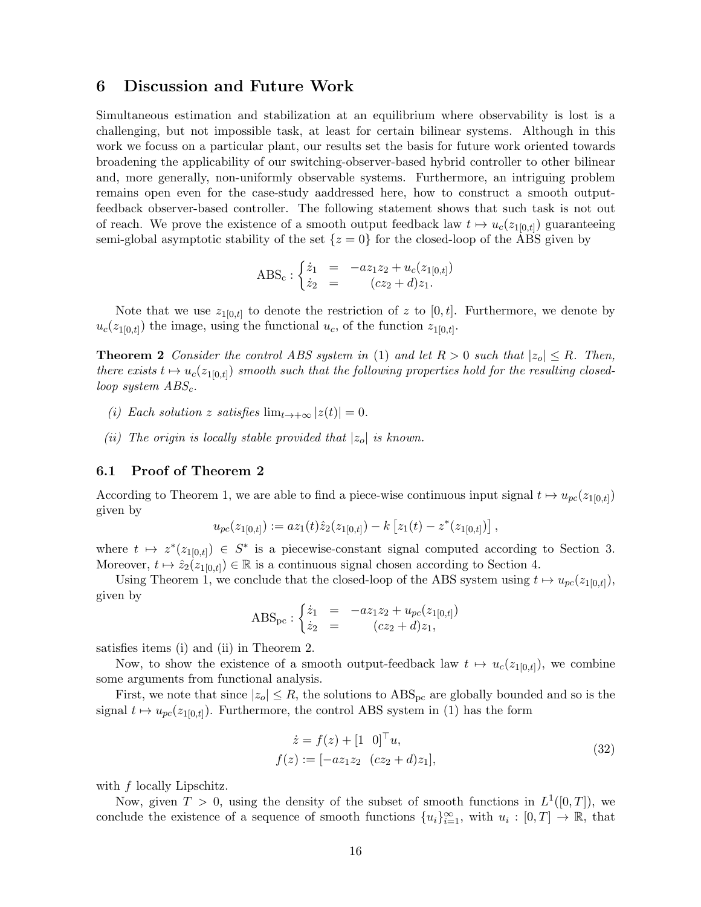## 6 Discussion and Future Work

Simultaneous estimation and stabilization at an equilibrium where observability is lost is a challenging, but not impossible task, at least for certain bilinear systems. Although in this work we focuss on a particular plant, our results set the basis for future work oriented towards broadening the applicability of our switching-observer-based hybrid controller to other bilinear and, more generally, non-uniformly observable systems. Furthermore, an intriguing problem remains open even for the case-study aaddressed here, how to construct a smooth output-feedback observer-based controller. The following statement shows that such task is not out of reach. We prove the existence of a smooth output feedback law $t \mapsto u_c(z_{1[0,t]})$ guaranteeing semi-global asymptotic stability of the set $\{z = 0\}$ for the closed-loop of the ABS given by

$$
\mathrm{ABS_c} : \begin{cases} \dot{z}_1 &= -a z_1 z_2 + u_c(z_{1[0,t]}) \\ \dot{z}_2 &= (c z_2 + d) z_1. \end{cases}
$$

Note that we use $z_{1[0,t]}$ to denote the restriction of $z$ to $[0, t]$. Furthermore, we denote by $u_c(z_{1[0,t]})$ the image, using the functional $u_c$, of the function $z_{1[0,t]}$.

**Theorem 2** *Consider the control ABS system in* (1) *and let $R > 0$ such that $|z_o| \leq R$. Then, there exists $t \mapsto u_c(z_{1[0,t]})$ smooth such that the following properties hold for the resulting closed-loop system $ABS_c$.*

*(i) Each solution $z$ satisfies $\lim_{t \to +\infty} |z(t)| = 0$.*

*(ii) The origin is locally stable provided that $|z_o|$ is known.*

### 6.1 Proof of Theorem 2

According to Theorem 1, we are able to find a piece-wise continuous input signal $t \mapsto u_{pc}(z_{1[0,t]})$ given by

$$
u_{pc}(z_{1[0,t]}) := a z_1(t) \hat{z}_2(z_{1[0,t]}) - k \left[ z_1(t) - z^*(z_{1[0,t]}) \right],
$$

where $t \mapsto z^*(z_{1[0,t]}) \in S^*$ is a piecewise-constant signal computed according to Section 3. Moreover, $t \mapsto \hat{z}_2(z_{1[0,t]}) \in \mathbb{R}$ is a continuous signal chosen according to Section 4.

Using Theorem 1, we conclude that the closed-loop of the ABS system using $t \mapsto u_{pc}(z_{1[0,t]})$, given by

$$
\mathrm{ABS_{pc}} : \begin{cases} \dot{z}_1 &= -a z_1 z_2 + u_{pc}(z_{1[0,t]}) \\ \dot{z}_2 &= (c z_2 + d) z_1, \end{cases}
$$

satisfies items (i) and (ii) in Theorem 2.

Now, to show the existence of a smooth output-feedback law $t \mapsto u_c(z_{1[0,t]})$, we combine some arguments from functional analysis.

First, we note that since $|z_o| \leq R$, the solutions to $\mathrm{ABS_{pc}}$ are globally bounded and so is the signal $t \mapsto u_{pc}(z_{1[0,t]})$. Furthermore, the control ABS system in (1) has the form

$$
\begin{aligned}
\dot{z} &= f(z) + [1 \;\; 0]^\top u, \\
f(z) &:= [-a z_1 z_2 \;\; (c z_2 + d) z_1],
\end{aligned}
\tag{32}
$$

with $f$ locally Lipschitz.

Now, given $T > 0$, using the density of the subset of smooth functions in $L^1([0, T])$, we conclude the existence of a sequence of smooth functions $\{u_i\}_{i=1}^{\infty}$, with $u_i : [0, T] \to \mathbb{R}$, that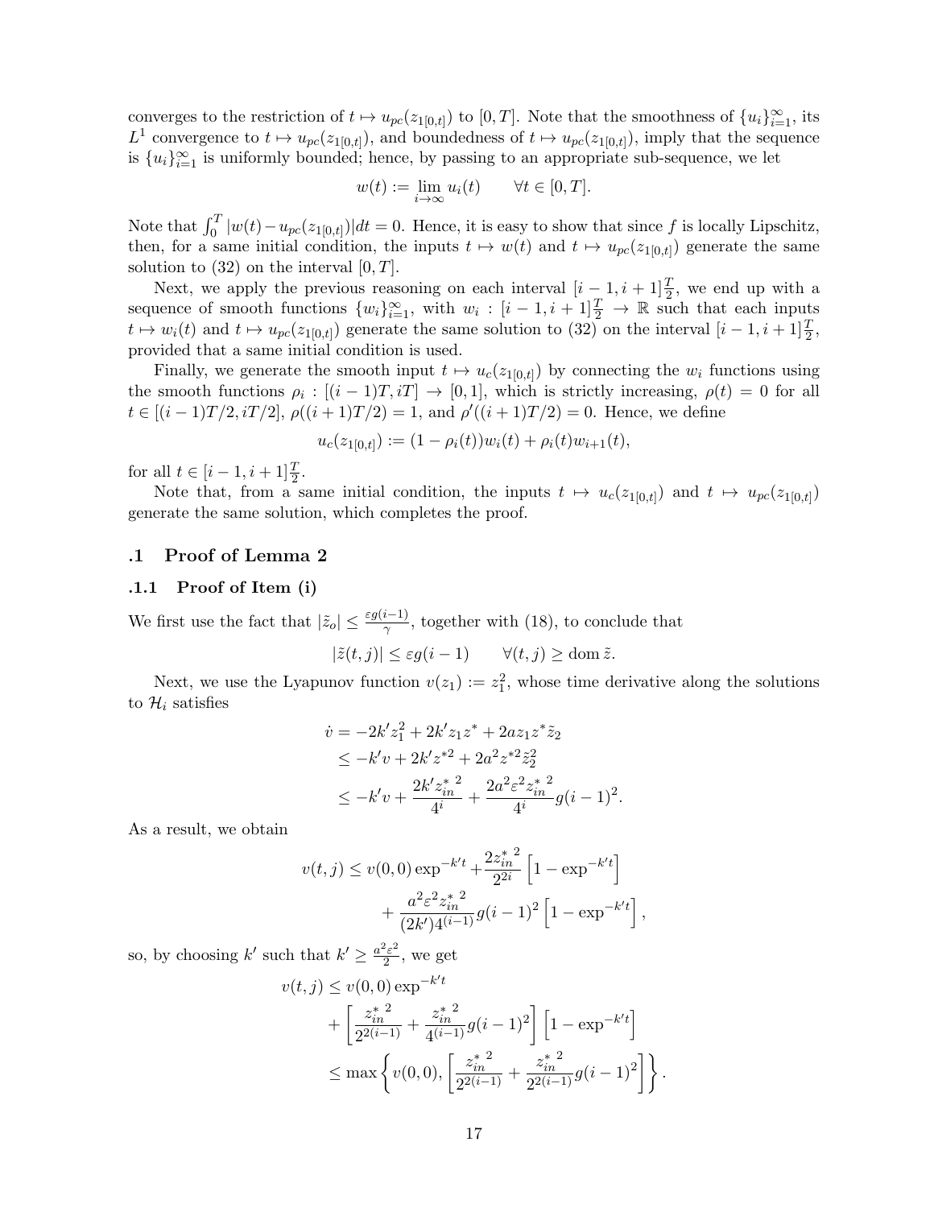converges to the restriction of $t \mapsto u_{pc}(z_{1[0,t]})$ to $[0,T]$. Note that the smoothness of $\{u_i\}_{i=1}^{\infty}$, its $L^1$ convergence to $t \mapsto u_{pc}(z_{1[0,t]})$, and boundedness of $t \mapsto u_{pc}(z_{1[0,t]})$, imply that the sequence is $\{u_i\}_{i=1}^{\infty}$ is uniformly bounded; hence, by passing to an appropriate sub-sequence, we let

$$w(t) := \lim_{i\to\infty} u_i(t) \qquad \forall t \in [0,T].$$

Note that $\int_0^T |w(t) - u_{pc}(z_{1[0,t]})| dt = 0$. Hence, it is easy to show that since $f$ is locally Lipschitz, then, for a same initial condition, the inputs $t \mapsto w(t)$ and $t \mapsto u_{pc}(z_{1[0,t]})$ generate the same solution to (32) on the interval $[0,T]$.

Next, we apply the previous reasoning on each interval $[i-1, i+1]\frac{T}{2}$, we end up with a sequence of smooth functions $\{w_i\}_{i=1}^{\infty}$, with $w_i : [i-1, i+1]\frac{T}{2} \to \mathbb{R}$ such that each inputs $t \mapsto w_i(t)$ and $t \mapsto u_{pc}(z_{1[0,t]})$ generate the same solution to (32) on the interval $[i-1, i+1]\frac{T}{2}$, provided that a same initial condition is used.

Finally, we generate the smooth input $t \mapsto u_c(z_{1[0,t]})$ by connecting the $w_i$ functions using the smooth functions $\rho_i : [(i-1)T, iT] \to [0,1]$, which is strictly increasing, $\rho(t) = 0$ for all $t \in [(i-1)T/2, iT/2]$, $\rho((i+1)T/2) = 1$, and $\rho'((i+1)T/2) = 0$. Hence, we define

$$u_c(z_{1[0,t]}) := (1 - \rho_i(t)) w_i(t) + \rho_i(t) w_{i+1}(t),$$

for all $t \in [i-1, i+1]\frac{T}{2}$.

Note that, from a same initial condition, the inputs $t \mapsto u_c(z_{1[0,t]})$ and $t \mapsto u_{pc}(z_{1[0,t]})$ generate the same solution, which completes the proof.

## .1 Proof of Lemma 2

### .1.1 Proof of Item (i)

We first use the fact that $|\tilde{z}_o| \leq \frac{\varepsilon g(i-1)}{\gamma}$, together with (18), to conclude that

$$|\tilde{z}(t,j)| \leq \varepsilon g(i-1) \qquad \forall (t,j) \geq \text{dom}\, \tilde{z}.$$

Next, we use the Lyapunov function $v(z_1) := z_1^2$, whose time derivative along the solutions to $\mathcal{H}_i$ satisfies

$$\begin{aligned}
\dot{v} &= -2k' z_1^2 + 2k' z_1 z^* + 2a z_1 z^* \tilde{z}_2 \\
&\leq -k' v + 2k' z^{*2} + 2a^2 z^{*2} \tilde{z}_2^2 \\
&\leq -k' v + \frac{2k' {z_{in}^*}^2}{4^i} + \frac{2a^2 \varepsilon^2 {z_{in}^*}^2}{4^i} g(i-1)^2.
\end{aligned}$$

As a result, we obtain

$$\begin{aligned}
v(t,j) \leq v(0,0) \exp^{-k't} &+ \frac{2{z_{in}^*}^2}{2^{2i}} \left[1 - \exp^{-k't}\right] \\
&+ \frac{a^2 \varepsilon^2 {z_{in}^*}^2}{(2k') 4^{(i-1)}} g(i-1)^2 \left[1 - \exp^{-k't}\right],
\end{aligned}$$

so, by choosing $k'$ such that $k' \geq \frac{a^2 \varepsilon^2}{2}$, we get

$$\begin{aligned}
v(t,j) &\leq v(0,0) \exp^{-k't} \\
&\quad + \left[\frac{{z_{in}^*}^2}{2^{2(i-1)}} + \frac{{z_{in}^*}^2}{4^{(i-1)}} g(i-1)^2\right] \left[1 - \exp^{-k't}\right] \\
&\leq \max\left\{ v(0,0), \left[\frac{{z_{in}^*}^2}{2^{2(i-1)}} + \frac{{z_{in}^*}^2}{2^{2(i-1)}} g(i-1)^2\right] \right\}.
\end{aligned}$$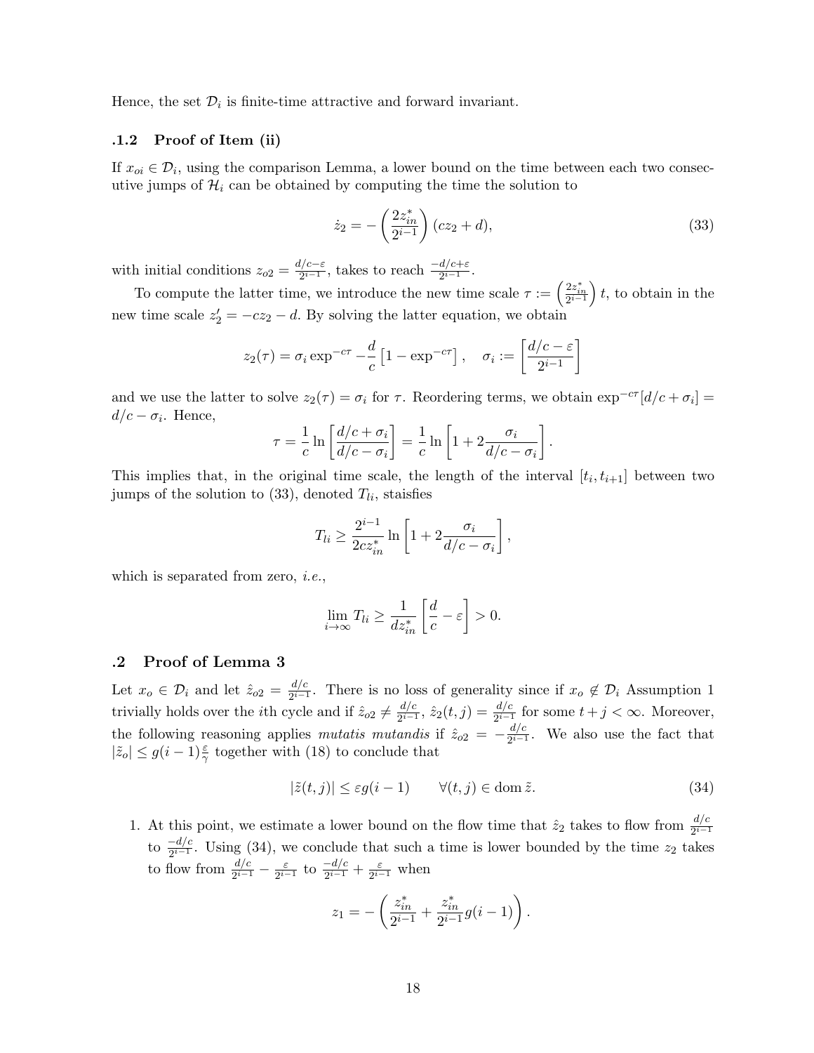Hence, the set $\mathcal{D}_i$ is finite-time attractive and forward invariant.

### .1.2 Proof of Item (ii)

If $x_{oi} \in \mathcal{D}_i$, using the comparison Lemma, a lower bound on the time between each two consecutive jumps of $\mathcal{H}_i$ can be obtained by computing the time the solution to

$$\dot{z}_2 = -\left(\frac{2z_{in}^*}{2^{i-1}}\right)(cz_2 + d), \tag{33}$$

with initial conditions $z_{o2} = \frac{d/c - \varepsilon}{2^{i-1}}$, takes to reach $\frac{-d/c+\varepsilon}{2^{i-1}}$.

To compute the latter time, we introduce the new time scale $\tau := \left(\frac{2z_{in}^*}{2^{i-1}}\right)t$, to obtain in the new time scale $z_2' = -cz_2 - d$. By solving the latter equation, we obtain

$$z_2(\tau) = \sigma_i \exp^{-c\tau} - \frac{d}{c}\left[1 - \exp^{-c\tau}\right], \quad \sigma_i := \left[\frac{d/c - \varepsilon}{2^{i-1}}\right]$$

and we use the latter to solve $z_2(\tau) = \sigma_i$ for $\tau$. Reordering terms, we obtain $\exp^{-c\tau}[d/c + \sigma_i] = d/c - \sigma_i$. Hence,

$$\tau = \frac{1}{c}\ln\left[\frac{d/c + \sigma_i}{d/c - \sigma_i}\right] = \frac{1}{c}\ln\left[1 + 2\frac{\sigma_i}{d/c - \sigma_i}\right].$$

This implies that, in the original time scale, the length of the interval $[t_i, t_{i+1}]$ between two jumps of the solution to (33), denoted $T_{li}$, staisfies

$$T_{li} \geq \frac{2^{i-1}}{2cz_{in}^*}\ln\left[1 + 2\frac{\sigma_i}{d/c - \sigma_i}\right],$$

which is separated from zero, *i.e.*,

$$\lim_{i\to\infty} T_{li} \geq \frac{1}{dz_{in}^*}\left[\frac{d}{c} - \varepsilon\right] > 0.$$

## .2 Proof of Lemma 3

Let $x_o \in \mathcal{D}_i$ and let $\hat{z}_{o2} = \frac{d/c}{2^{i-1}}$. There is no loss of generality since if $x_o \notin \mathcal{D}_i$ Assumption 1 trivially holds over the $i$th cycle and if $\hat{z}_{o2} \neq \frac{d/c}{2^{i-1}}$, $\hat{z}_2(t,j) = \frac{d/c}{2^{i-1}}$ for some $t + j < \infty$. Moreover, the following reasoning applies *mutatis mutandis* if $\hat{z}_{o2} = -\frac{d/c}{2^{i-1}}$. We also use the fact that $|\tilde{z}_o| \leq g(i-1)\frac{\varepsilon}{\gamma}$ together with (18) to conclude that

$$|\tilde{z}(t,j)| \leq \varepsilon g(i-1) \qquad \forall (t,j) \in \operatorname{dom}\tilde{z}. \tag{34}$$

1. At this point, we estimate a lower bound on the flow time that $\hat{z}_2$ takes to flow from $\frac{d/c}{2^{i-1}}$ to $\frac{-d/c}{2^{i-1}}$. Using (34), we conclude that such a time is lower bounded by the time $z_2$ takes to flow from $\frac{d/c}{2^{i-1}} - \frac{\varepsilon}{2^{i-1}}$ to $\frac{-d/c}{2^{i-1}} + \frac{\varepsilon}{2^{i-1}}$ when

$$z_1 = -\left(\frac{z_{in}^*}{2^{i-1}} + \frac{z_{in}^*}{2^{i-1}}g(i-1)\right).$$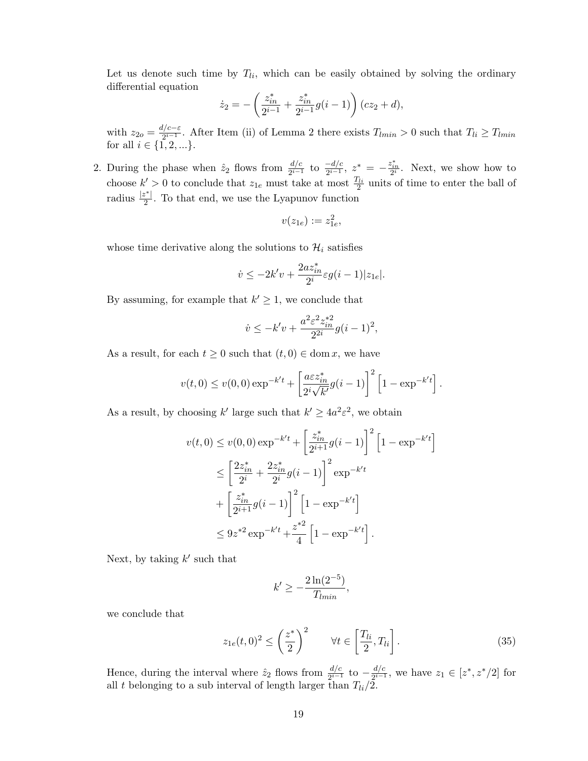Let us denote such time by $T_{li}$, which can be easily obtained by solving the ordinary differential equation

$$\dot{z}_2 = -\left(\frac{z_{in}^*}{2^{i-1}} + \frac{z_{in}^*}{2^{i-1}} g(i-1)\right)(cz_2 + d),$$

with $z_{2o} = \frac{d/c-\varepsilon}{2^{i-1}}$. After Item (ii) of Lemma 2 there exists $T_{lmin} > 0$ such that $T_{li} \geq T_{lmin}$ for all $i \in \{1, 2, ...\}$.

2. During the phase when $\hat{z}_2$ flows from $\frac{d/c}{2^{i-1}}$ to $\frac{-d/c}{2^{i-1}}$, $z^* = -\frac{z_{in}^*}{2^i}$. Next, we show how to choose $k' > 0$ to conclude that $z_{1e}$ must take at most $\frac{T_{li}}{2}$ units of time to enter the ball of radius $\frac{|z^*|}{2}$. To that end, we use the Lyapunov function

$$v(z_{1e}) := z_{1e}^2,$$

whose time derivative along the solutions to $\mathcal{H}_i$ satisfies

$$\dot{v} \leq -2k'v + \frac{2az_{in}^*}{2^i}\varepsilon g(i-1)|z_{1e}|.$$

By assuming, for example that $k' \geq 1$, we conclude that

$$\dot{v} \leq -k'v + \frac{a^2\varepsilon^2 z_{in}^{*2}}{2^{2i}} g(i-1)^2,$$

As a result, for each $t \geq 0$ such that $(t, 0) \in \operatorname{dom} x$, we have

$$v(t,0) \leq v(0,0)\exp^{-k't} + \left[\frac{a\varepsilon z_{in}^*}{2^i\sqrt{k'}} g(i-1)\right]^2 \left[1 - \exp^{-k't}\right].$$

As a result, by choosing $k'$ large such that $k' \geq 4a^2\varepsilon^2$, we obtain

$$\begin{aligned}
v(t,0) &\leq v(0,0)\exp^{-k't} + \left[\frac{z_{in}^*}{2^{i+1}} g(i-1)\right]^2 \left[1 - \exp^{-k't}\right] \\
&\leq \left[\frac{2z_{in}^*}{2^i} + \frac{2z_{in}^*}{2^i} g(i-1)\right]^2 \exp^{-k't} \\
&\quad + \left[\frac{z_{in}^*}{2^{i+1}} g(i-1)\right]^2 \left[1 - \exp^{-k't}\right] \\
&\leq 9z^{*2}\exp^{-k't} + \frac{z^{*2}}{4}\left[1 - \exp^{-k't}\right].
\end{aligned}$$

Next, by taking $k'$ such that

$$k' \geq -\frac{2\ln(2^{-5})}{T_{lmin}},$$

we conclude that

$$z_{1e}(t,0)^2 \leq \left(\frac{z^*}{2}\right)^2 \qquad \forall t \in \left[\frac{T_{li}}{2}, T_{li}\right]. \tag{35}$$

Hence, during the interval where $\hat{z}_2$ flows from $\frac{d/c}{2^{i-1}}$ to $-\frac{d/c}{2^{i-1}}$, we have $z_1 \in [z^*, z^*/2]$ for all $t$ belonging to a sub interval of length larger than $T_{li}/2$.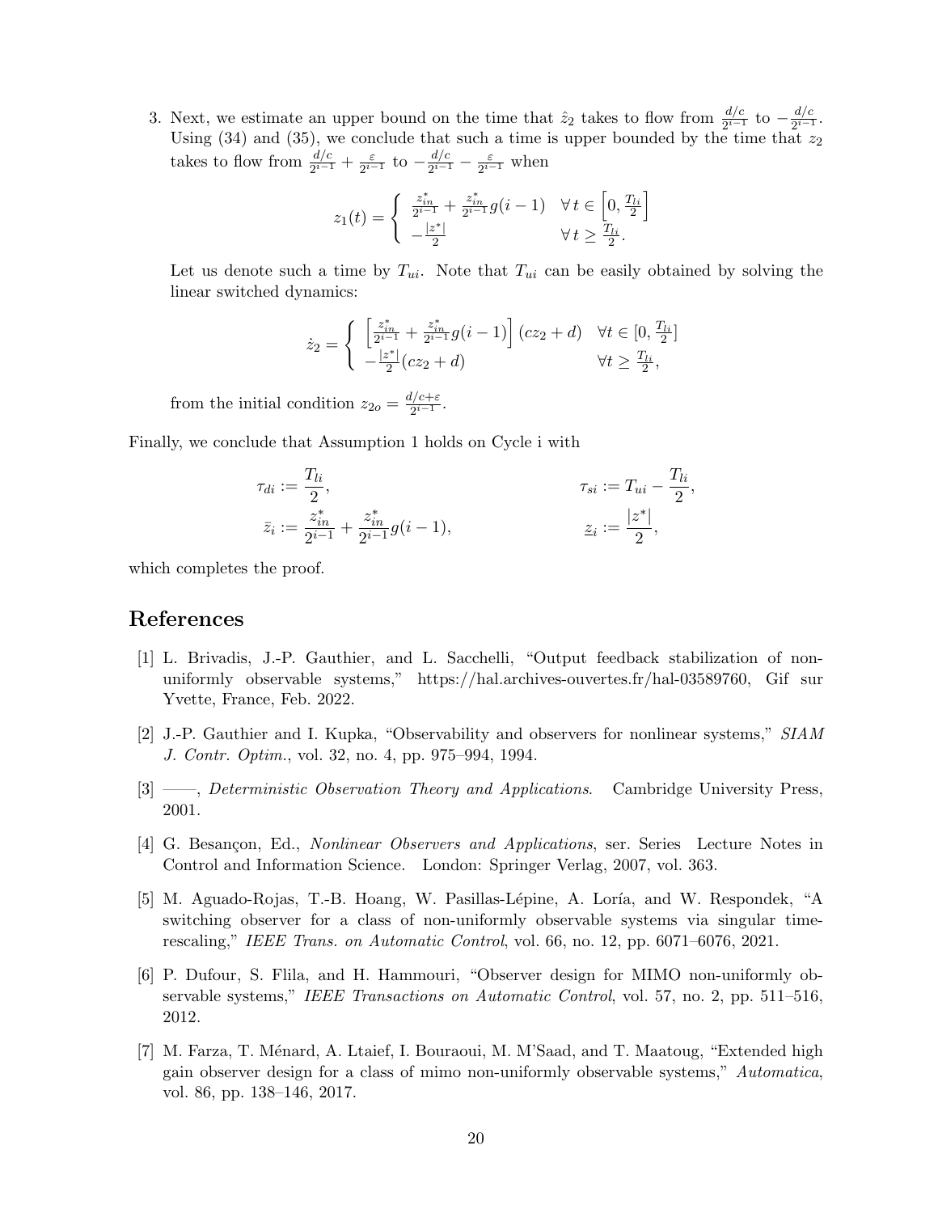3. Next, we estimate an upper bound on the time that $\hat{z}_2$ takes to flow from $\frac{d/c}{2^{i-1}}$ to $-\frac{d/c}{2^{i-1}}$. Using (34) and (35), we conclude that such a time is upper bounded by the time that $z_2$ takes to flow from $\frac{d/c}{2^{i-1}} + \frac{\varepsilon}{2^{i-1}}$ to $-\frac{d/c}{2^{i-1}} - \frac{\varepsilon}{2^{i-1}}$ when

$$z_1(t) = \begin{cases} \frac{z_{in}^*}{2^{i-1}} + \frac{z_{in}^*}{2^{i-1}} g(i-1) & \forall\, t \in \left[0, \frac{T_{li}}{2}\right] \\ -\frac{|z^*|}{2} & \forall\, t \geq \frac{T_{li}}{2}. \end{cases}$$

Let us denote such a time by $T_{ui}$. Note that $T_{ui}$ can be easily obtained by solving the linear switched dynamics:

$$\dot{z}_2 = \begin{cases} \left[\frac{z_{in}^*}{2^{i-1}} + \frac{z_{in}^*}{2^{i-1}} g(i-1)\right](cz_2 + d) & \forall t \in [0, \frac{T_{li}}{2}] \\ -\frac{|z^*|}{2}(cz_2 + d) & \forall t \geq \frac{T_{li}}{2}, \end{cases}$$

from the initial condition $z_{2o} = \frac{d/c+\varepsilon}{2^{i-1}}$.

Finally, we conclude that Assumption 1 holds on Cycle i with

$$\tau_{di} := \frac{T_{li}}{2}, \qquad \tau_{si} := T_{ui} - \frac{T_{li}}{2},$$

$$\bar{z}_i := \frac{z_{in}^*}{2^{i-1}} + \frac{z_{in}^*}{2^{i-1}} g(i-1), \qquad \underline{z}_i := \frac{|z^*|}{2},$$

which completes the proof.

# References

[1] L. Brivadis, J.-P. Gauthier, and L. Sacchelli, "Output feedback stabilization of non-uniformly observable systems," https://hal.archives-ouvertes.fr/hal-03589760, Gif sur Yvette, France, Feb. 2022.

[2] J.-P. Gauthier and I. Kupka, "Observability and observers for nonlinear systems," *SIAM J. Contr. Optim.*, vol. 32, no. 4, pp. 975–994, 1994.

[3] ——, *Deterministic Observation Theory and Applications*. Cambridge University Press, 2001.

[4] G. Besançon, Ed., *Nonlinear Observers and Applications*, ser. Series Lecture Notes in Control and Information Science. London: Springer Verlag, 2007, vol. 363.

[5] M. Aguado-Rojas, T.-B. Hoang, W. Pasillas-Lépine, A. Loría, and W. Respondek, "A switching observer for a class of non-uniformly observable systems via singular time-rescaling," *IEEE Trans. on Automatic Control*, vol. 66, no. 12, pp. 6071–6076, 2021.

[6] P. Dufour, S. Flila, and H. Hammouri, "Observer design for MIMO non-uniformly observable systems," *IEEE Transactions on Automatic Control*, vol. 57, no. 2, pp. 511–516, 2012.

[7] M. Farza, T. Ménard, A. Ltaief, I. Bouraoui, M. M'Saad, and T. Maatoug, "Extended high gain observer design for a class of mimo non-uniformly observable systems," *Automatica*, vol. 86, pp. 138–146, 2017.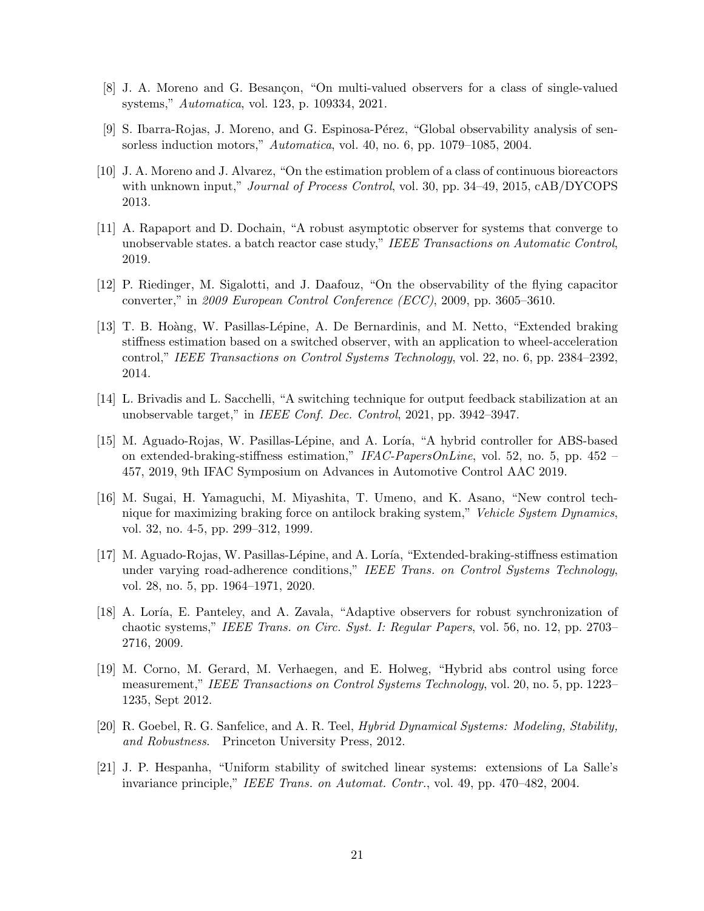[8] J. A. Moreno and G. Besançon, "On multi-valued observers for a class of single-valued systems," *Automatica*, vol. 123, p. 109334, 2021.

[9] S. Ibarra-Rojas, J. Moreno, and G. Espinosa-Pérez, "Global observability analysis of sensorless induction motors," *Automatica*, vol. 40, no. 6, pp. 1079–1085, 2004.

[10] J. A. Moreno and J. Alvarez, "On the estimation problem of a class of continuous bioreactors with unknown input," *Journal of Process Control*, vol. 30, pp. 34–49, 2015, cAB/DYCOPS 2013.

[11] A. Rapaport and D. Dochain, "A robust asymptotic observer for systems that converge to unobservable states. a batch reactor case study," *IEEE Transactions on Automatic Control*, 2019.

[12] P. Riedinger, M. Sigalotti, and J. Daafouz, "On the observability of the flying capacitor converter," in *2009 European Control Conference (ECC)*, 2009, pp. 3605–3610.

[13] T. B. Hoàng, W. Pasillas-Lépine, A. De Bernardinis, and M. Netto, "Extended braking stiffness estimation based on a switched observer, with an application to wheel-acceleration control," *IEEE Transactions on Control Systems Technology*, vol. 22, no. 6, pp. 2384–2392, 2014.

[14] L. Brivadis and L. Sacchelli, "A switching technique for output feedback stabilization at an unobservable target," in *IEEE Conf. Dec. Control*, 2021, pp. 3942–3947.

[15] M. Aguado-Rojas, W. Pasillas-Lépine, and A. Loría, "A hybrid controller for ABS-based on extended-braking-stiffness estimation," *IFAC-PapersOnLine*, vol. 52, no. 5, pp. 452 – 457, 2019, 9th IFAC Symposium on Advances in Automotive Control AAC 2019.

[16] M. Sugai, H. Yamaguchi, M. Miyashita, T. Umeno, and K. Asano, "New control technique for maximizing braking force on antilock braking system," *Vehicle System Dynamics*, vol. 32, no. 4-5, pp. 299–312, 1999.

[17] M. Aguado-Rojas, W. Pasillas-Lépine, and A. Loría, "Extended-braking-stiffness estimation under varying road-adherence conditions," *IEEE Trans. on Control Systems Technology*, vol. 28, no. 5, pp. 1964–1971, 2020.

[18] A. Loría, E. Panteley, and A. Zavala, "Adaptive observers for robust synchronization of chaotic systems," *IEEE Trans. on Circ. Syst. I: Regular Papers*, vol. 56, no. 12, pp. 2703–2716, 2009.

[19] M. Corno, M. Gerard, M. Verhaegen, and E. Holweg, "Hybrid abs control using force measurement," *IEEE Transactions on Control Systems Technology*, vol. 20, no. 5, pp. 1223–1235, Sept 2012.

[20] R. Goebel, R. G. Sanfelice, and A. R. Teel, *Hybrid Dynamical Systems: Modeling, Stability, and Robustness*. Princeton University Press, 2012.

[21] J. P. Hespanha, "Uniform stability of switched linear systems: extensions of La Salle's invariance principle," *IEEE Trans. on Automat. Contr.*, vol. 49, pp. 470–482, 2004.